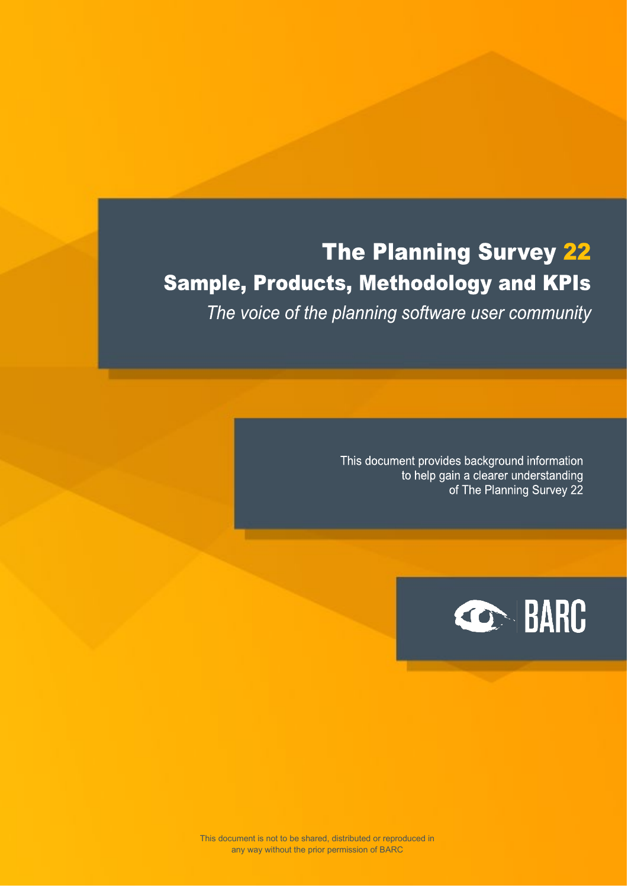# The Planning Survey 22

## Sample, Products, Methodology and KPIs

*The voice of the planning software user community*

This document provides background information to help gain a clearer understanding of The Planning Survey 22

BARC

This document is not to be shared, distributed or reproduced in any way without the prior permission of BARC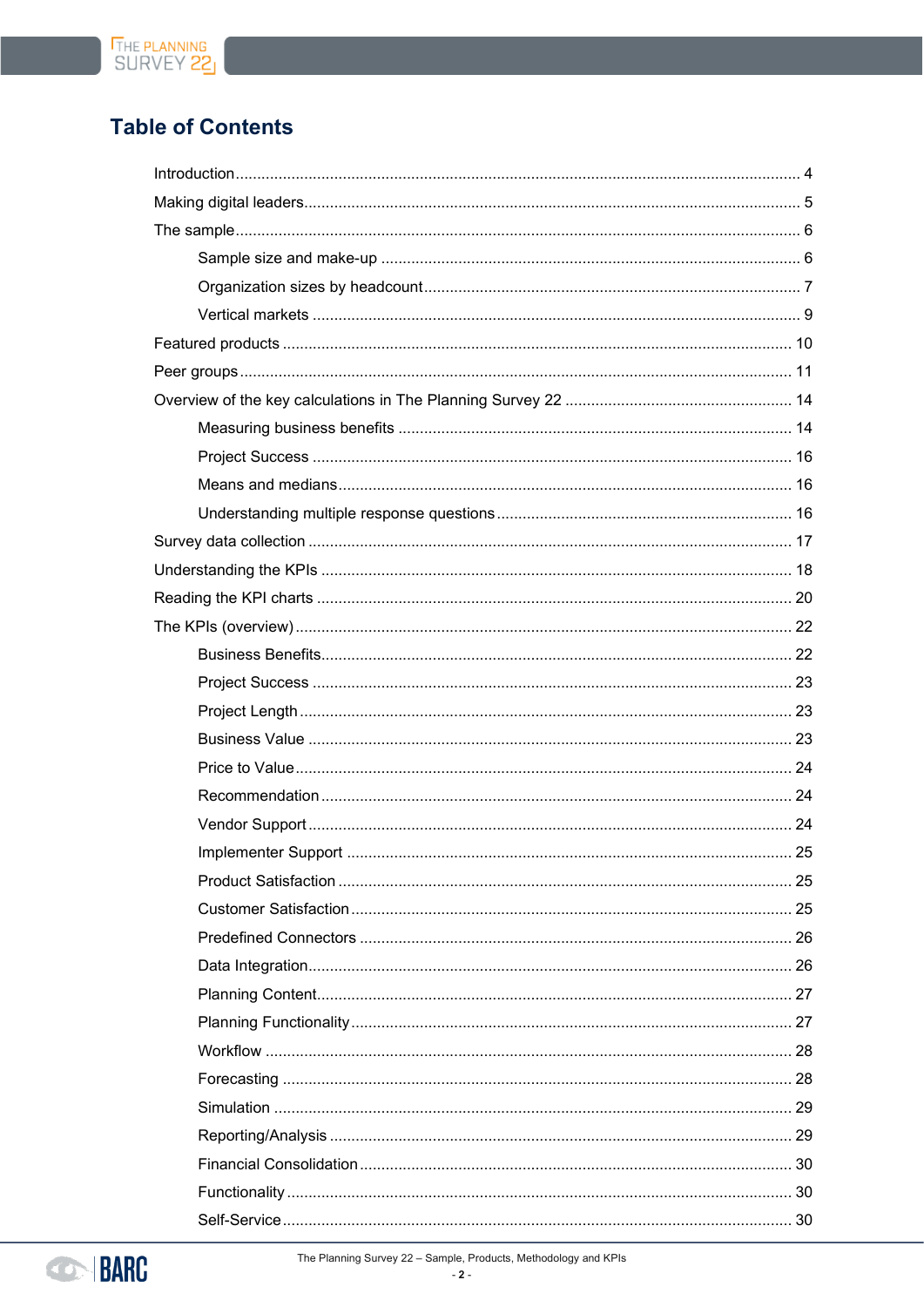# Table of Contents

- Introduction .......... 4
- Making digital leaders .......... 5
- The sample .......... 6
  - Sample size and make-up .......... 6
  - Organization sizes by headcount .......... 7
  - Vertical markets .......... 9
- Featured products .......... 10
- Peer groups .......... 11
- Overview of the key calculations in The Planning Survey 22 .......... 14
  - Measuring business benefits .......... 14
  - Project Success .......... 16
  - Means and medians .......... 16
  - Understanding multiple response questions .......... 16
- Survey data collection .......... 17
- Understanding the KPIs .......... 18
- Reading the KPI charts .......... 20
- The KPIs (overview) .......... 22
  - Business Benefits .......... 22
  - Project Success .......... 23
  - Project Length .......... 23
  - Business Value .......... 23
  - Price to Value .......... 24
  - Recommendation .......... 24
  - Vendor Support .......... 24
  - Implementer Support .......... 25
  - Product Satisfaction .......... 25
  - Customer Satisfaction .......... 25
  - Predefined Connectors .......... 26
  - Data Integration .......... 26
  - Planning Content .......... 27
  - Planning Functionality .......... 27
  - Workflow .......... 28
  - Forecasting .......... 28
  - Simulation .......... 29
  - Reporting/Analysis .......... 29
  - Financial Consolidation .......... 30
  - Functionality .......... 30
  - Self-Service .......... 30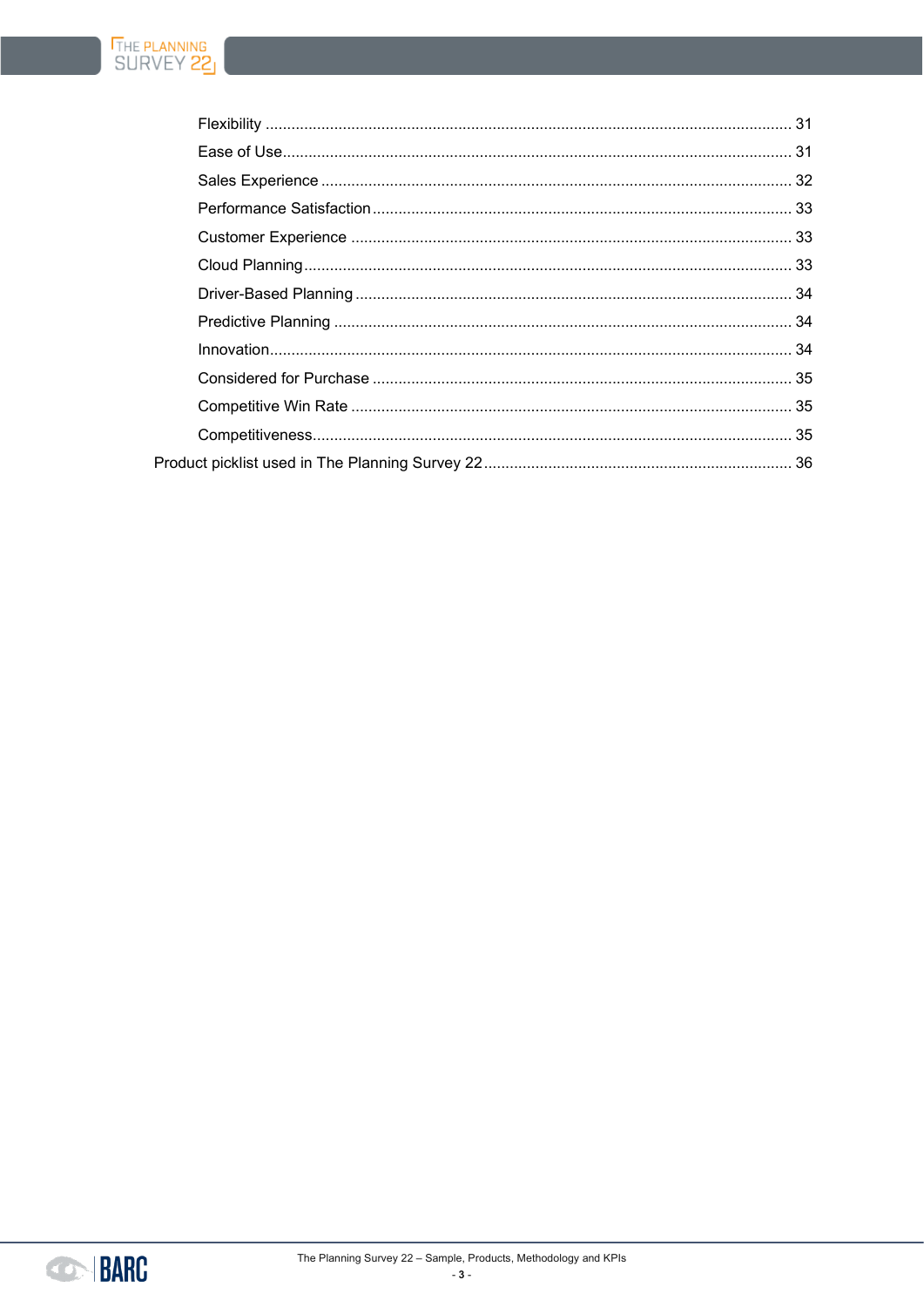- Flexibility ........................................................................................................................ 31
- Ease of Use........................................................................................................................ 31
- Sales Experience ............................................................................................................. 32
- Performance Satisfaction ................................................................................................ 33
- Customer Experience ...................................................................................................... 33
- Cloud Planning ................................................................................................................. 33
- Driver-Based Planning .................................................................................................... 34
- Predictive Planning .......................................................................................................... 34
- Innovation........................................................................................................................... 34
- Considered for Purchase ................................................................................................ 35
- Competitive Win Rate ...................................................................................................... 35
- Competitiveness................................................................................................................ 35

Product picklist used in The Planning Survey 22 ....................................................................... 36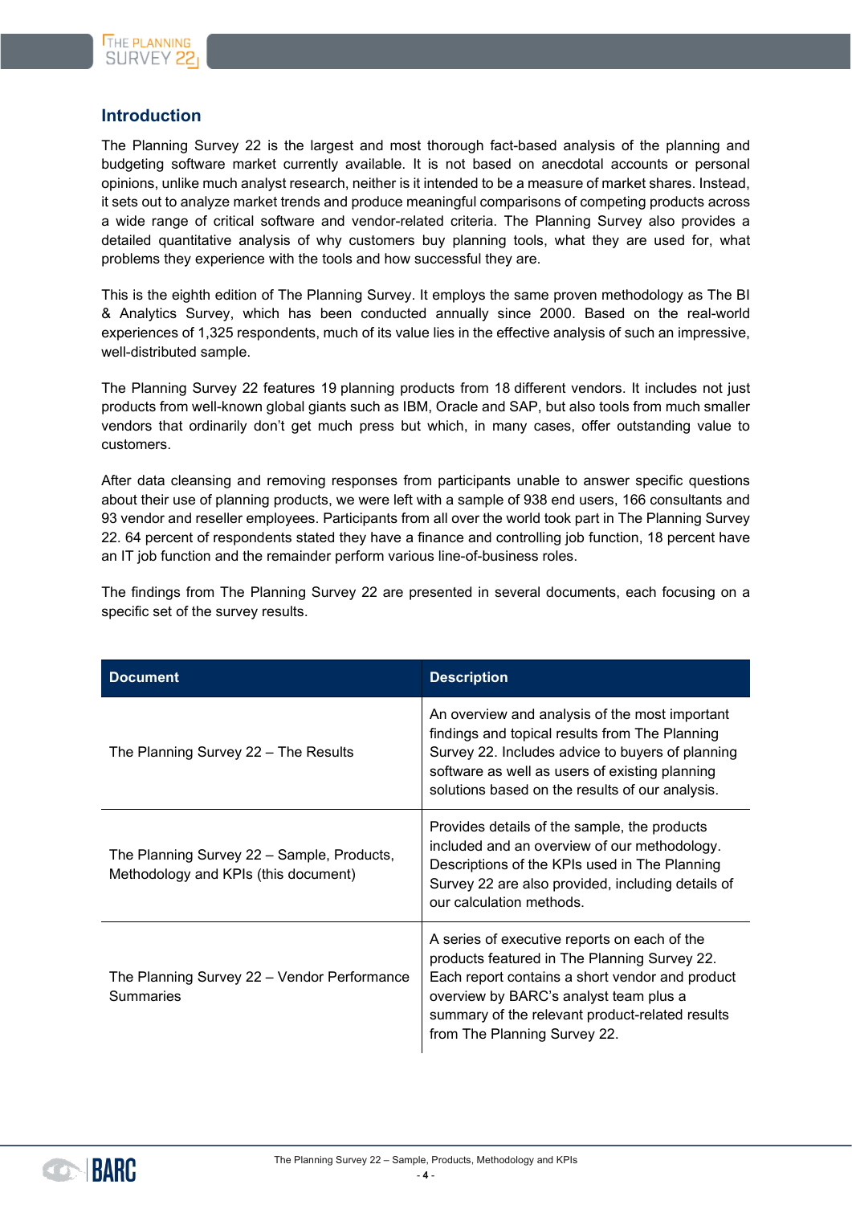## Introduction

The Planning Survey 22 is the largest and most thorough fact-based analysis of the planning and budgeting software market currently available. It is not based on anecdotal accounts or personal opinions, unlike much analyst research, neither is it intended to be a measure of market shares. Instead, it sets out to analyze market trends and produce meaningful comparisons of competing products across a wide range of critical software and vendor-related criteria. The Planning Survey also provides a detailed quantitative analysis of why customers buy planning tools, what they are used for, what problems they experience with the tools and how successful they are.

This is the eighth edition of The Planning Survey. It employs the same proven methodology as The BI & Analytics Survey, which has been conducted annually since 2000. Based on the real-world experiences of 1,325 respondents, much of its value lies in the effective analysis of such an impressive, well-distributed sample.

The Planning Survey 22 features 19 planning products from 18 different vendors. It includes not just products from well-known global giants such as IBM, Oracle and SAP, but also tools from much smaller vendors that ordinarily don't get much press but which, in many cases, offer outstanding value to customers.

After data cleansing and removing responses from participants unable to answer specific questions about their use of planning products, we were left with a sample of 938 end users, 166 consultants and 93 vendor and reseller employees. Participants from all over the world took part in The Planning Survey 22. 64 percent of respondents stated they have a finance and controlling job function, 18 percent have an IT job function and the remainder perform various line-of-business roles.

The findings from The Planning Survey 22 are presented in several documents, each focusing on a specific set of the survey results.

| Document | Description |
|---|---|
| The Planning Survey 22 – The Results | An overview and analysis of the most important findings and topical results from The Planning Survey 22. Includes advice to buyers of planning software as well as users of existing planning solutions based on the results of our analysis. |
| The Planning Survey 22 – Sample, Products, Methodology and KPIs (this document) | Provides details of the sample, the products included and an overview of our methodology. Descriptions of the KPIs used in The Planning Survey 22 are also provided, including details of our calculation methods. |
| The Planning Survey 22 – Vendor Performance Summaries | A series of executive reports on each of the products featured in The Planning Survey 22. Each report contains a short vendor and product overview by BARC's analyst team plus a summary of the relevant product-related results from The Planning Survey 22. |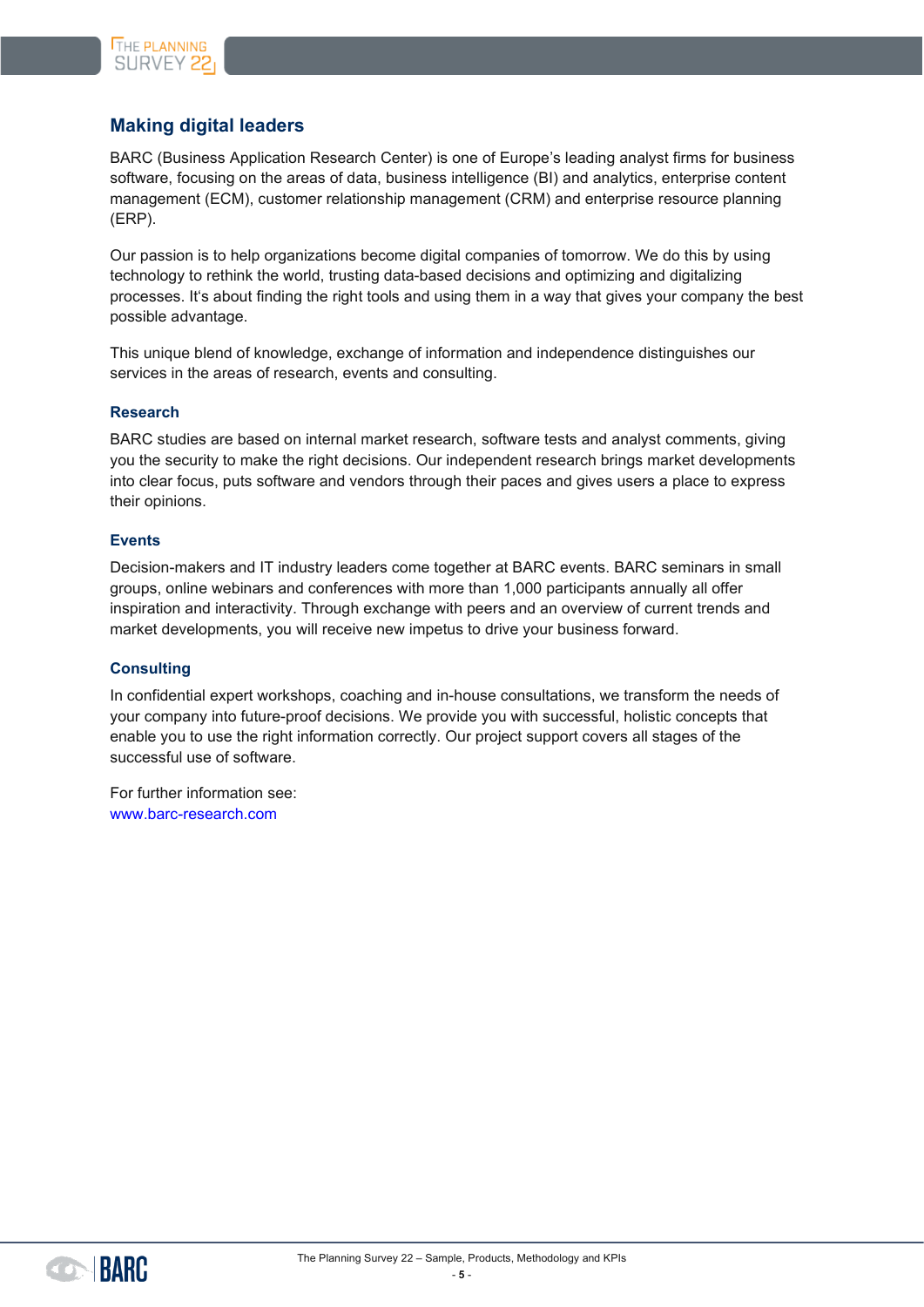## Making digital leaders

BARC (Business Application Research Center) is one of Europe's leading analyst firms for business software, focusing on the areas of data, business intelligence (BI) and analytics, enterprise content management (ECM), customer relationship management (CRM) and enterprise resource planning (ERP).

Our passion is to help organizations become digital companies of tomorrow. We do this by using technology to rethink the world, trusting data-based decisions and optimizing and digitalizing processes. It's about finding the right tools and using them in a way that gives your company the best possible advantage.

This unique blend of knowledge, exchange of information and independence distinguishes our services in the areas of research, events and consulting.

### Research

BARC studies are based on internal market research, software tests and analyst comments, giving you the security to make the right decisions. Our independent research brings market developments into clear focus, puts software and vendors through their paces and gives users a place to express their opinions.

### Events

Decision-makers and IT industry leaders come together at BARC events. BARC seminars in small groups, online webinars and conferences with more than 1,000 participants annually all offer inspiration and interactivity. Through exchange with peers and an overview of current trends and market developments, you will receive new impetus to drive your business forward.

### Consulting

In confidential expert workshops, coaching and in-house consultations, we transform the needs of your company into future-proof decisions. We provide you with successful, holistic concepts that enable you to use the right information correctly. Our project support covers all stages of the successful use of software.

For further information see:
www.barc-research.com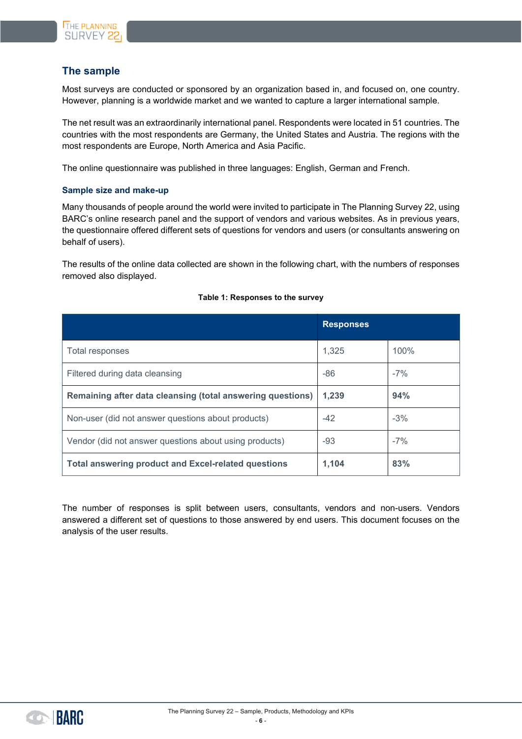## The sample

Most surveys are conducted or sponsored by an organization based in, and focused on, one country. However, planning is a worldwide market and we wanted to capture a larger international sample.

The net result was an extraordinarily international panel. Respondents were located in 51 countries. The countries with the most respondents are Germany, the United States and Austria. The regions with the most respondents are Europe, North America and Asia Pacific.

The online questionnaire was published in three languages: English, German and French.

### Sample size and make-up

Many thousands of people around the world were invited to participate in The Planning Survey 22, using BARC's online research panel and the support of vendors and various websites. As in previous years, the questionnaire offered different sets of questions for vendors and users (or consultants answering on behalf of users).

The results of the online data collected are shown in the following chart, with the numbers of responses removed also displayed.

**Table 1: Responses to the survey**

| | Responses | |
|---|---|---|
| Total responses | 1,325 | 100% |
| Filtered during data cleansing | -86 | -7% |
| **Remaining after data cleansing (total answering questions)** | **1,239** | **94%** |
| Non-user (did not answer questions about products) | -42 | -3% |
| Vendor (did not answer questions about using products) | -93 | -7% |
| **Total answering product and Excel-related questions** | **1,104** | **83%** |

The number of responses is split between users, consultants, vendors and non-users. Vendors answered a different set of questions to those answered by end users. This document focuses on the analysis of the user results.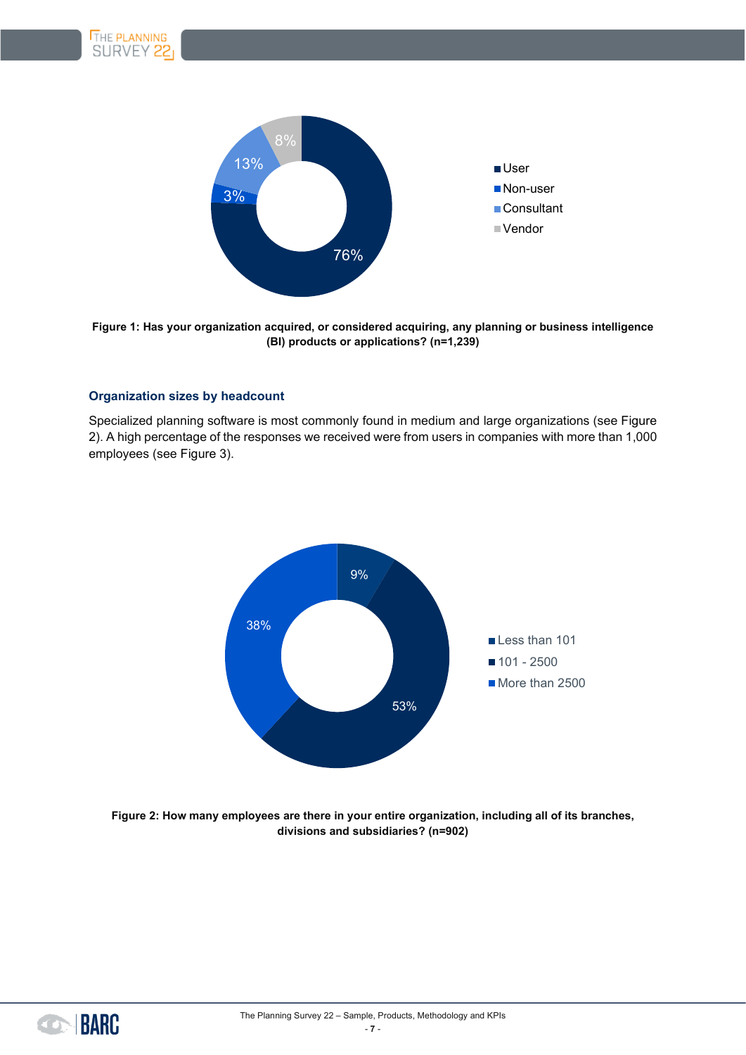Figure 1: Has your organization acquired, or considered acquiring, any planning or business intelligence (BI) products or applications? (n=1,239)

### Organization sizes by headcount

Specialized planning software is most commonly found in medium and large organizations (see Figure 2). A high percentage of the responses we received were from users in companies with more than 1,000 employees (see Figure 3).

Figure 2: How many employees are there in your entire organization, including all of its branches, divisions and subsidiaries? (n=902)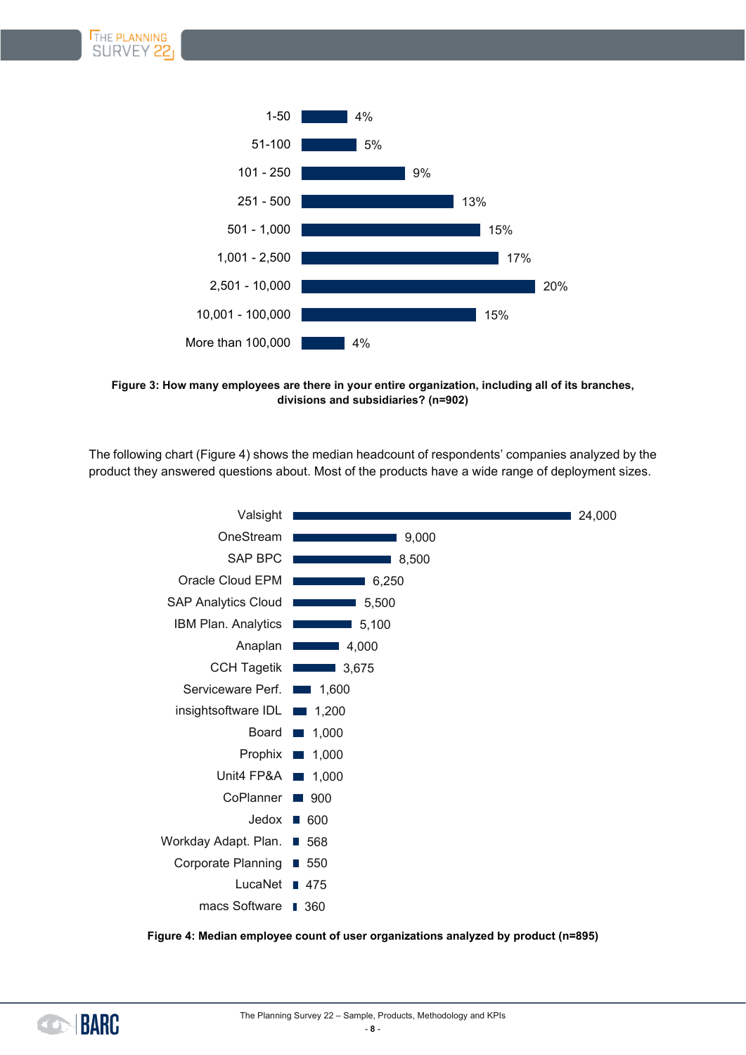| Number of employees | Share |
|---|---|
| 1-50 | 4% |
| 51-100 | 5% |
| 101 - 250 | 9% |
| 251 - 500 | 13% |
| 501 - 1,000 | 15% |
| 1,001 - 2,500 | 17% |
| 2,501 - 10,000 | 20% |
| 10,001 - 100,000 | 15% |
| More than 100,000 | 4% |

**Figure 3: How many employees are there in your entire organization, including all of its branches, divisions and subsidiaries? (n=902)**

The following chart (Figure 4) shows the median headcount of respondents' companies analyzed by the product they answered questions about. Most of the products have a wide range of deployment sizes.

| Product | Median employee count |
|---|---|
| Valsight | 24,000 |
| OneStream | 9,000 |
| SAP BPC | 8,500 |
| Oracle Cloud EPM | 6,250 |
| SAP Analytics Cloud | 5,500 |
| IBM Plan. Analytics | 5,100 |
| Anaplan | 4,000 |
| CCH Tagetik | 3,675 |
| Serviceware Perf. | 1,600 |
| insightsoftware IDL | 1,200 |
| Board | 1,000 |
| Prophix | 1,000 |
| Unit4 FP&A | 1,000 |
| CoPlanner | 900 |
| Jedox | 600 |
| Workday Adapt. Plan. | 568 |
| Corporate Planning | 550 |
| LucaNet | 475 |
| macs Software | 360 |

**Figure 4: Median employee count of user organizations analyzed by product (n=895)**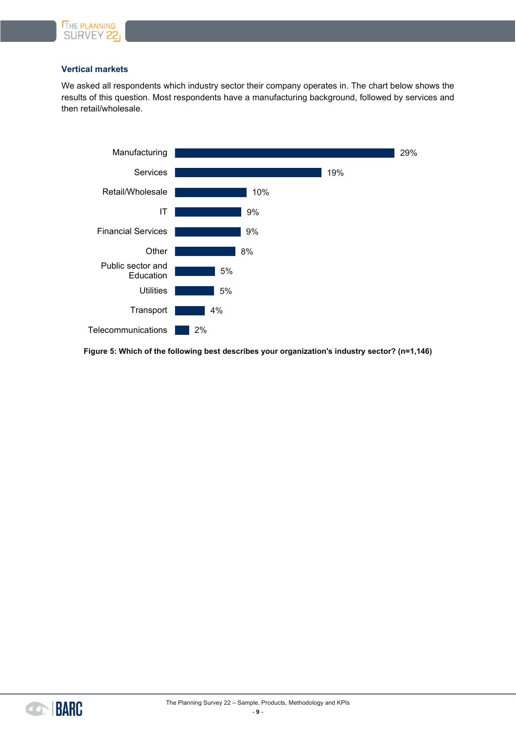### Vertical markets

We asked all respondents which industry sector their company operates in. The chart below shows the results of this question. Most respondents have a manufacturing background, followed by services and then retail/wholesale.

| Industry sector | Share |
|---|---|
| Manufacturing | 29% |
| Services | 19% |
| Retail/Wholesale | 10% |
| IT | 9% |
| Financial Services | 9% |
| Other | 8% |
| Public sector and Education | 5% |
| Utilities | 5% |
| Transport | 4% |
| Telecommunications | 2% |

**Figure 5: Which of the following best describes your organization's industry sector? (n=1,146)**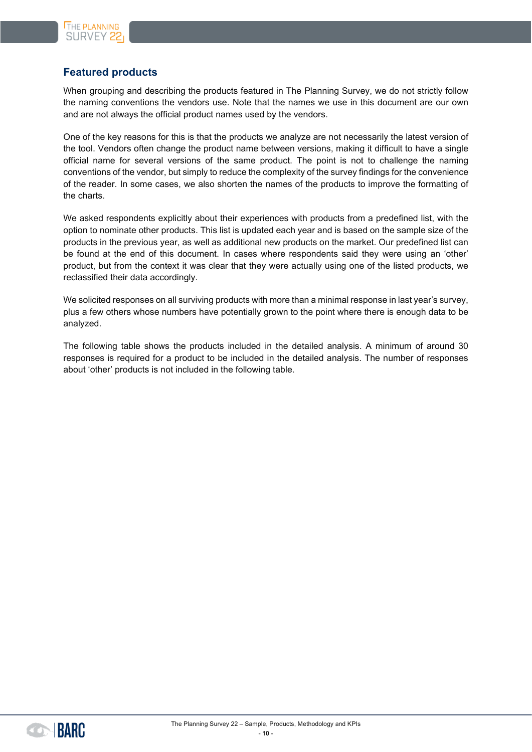## Featured products

When grouping and describing the products featured in The Planning Survey, we do not strictly follow the naming conventions the vendors use. Note that the names we use in this document are our own and are not always the official product names used by the vendors.

One of the key reasons for this is that the products we analyze are not necessarily the latest version of the tool. Vendors often change the product name between versions, making it difficult to have a single official name for several versions of the same product. The point is not to challenge the naming conventions of the vendor, but simply to reduce the complexity of the survey findings for the convenience of the reader. In some cases, we also shorten the names of the products to improve the formatting of the charts.

We asked respondents explicitly about their experiences with products from a predefined list, with the option to nominate other products. This list is updated each year and is based on the sample size of the products in the previous year, as well as additional new products on the market. Our predefined list can be found at the end of this document. In cases where respondents said they were using an 'other' product, but from the context it was clear that they were actually using one of the listed products, we reclassified their data accordingly.

We solicited responses on all surviving products with more than a minimal response in last year's survey, plus a few others whose numbers have potentially grown to the point where there is enough data to be analyzed.

The following table shows the products included in the detailed analysis. A minimum of around 30 responses is required for a product to be included in the detailed analysis. The number of responses about 'other' products is not included in the following table.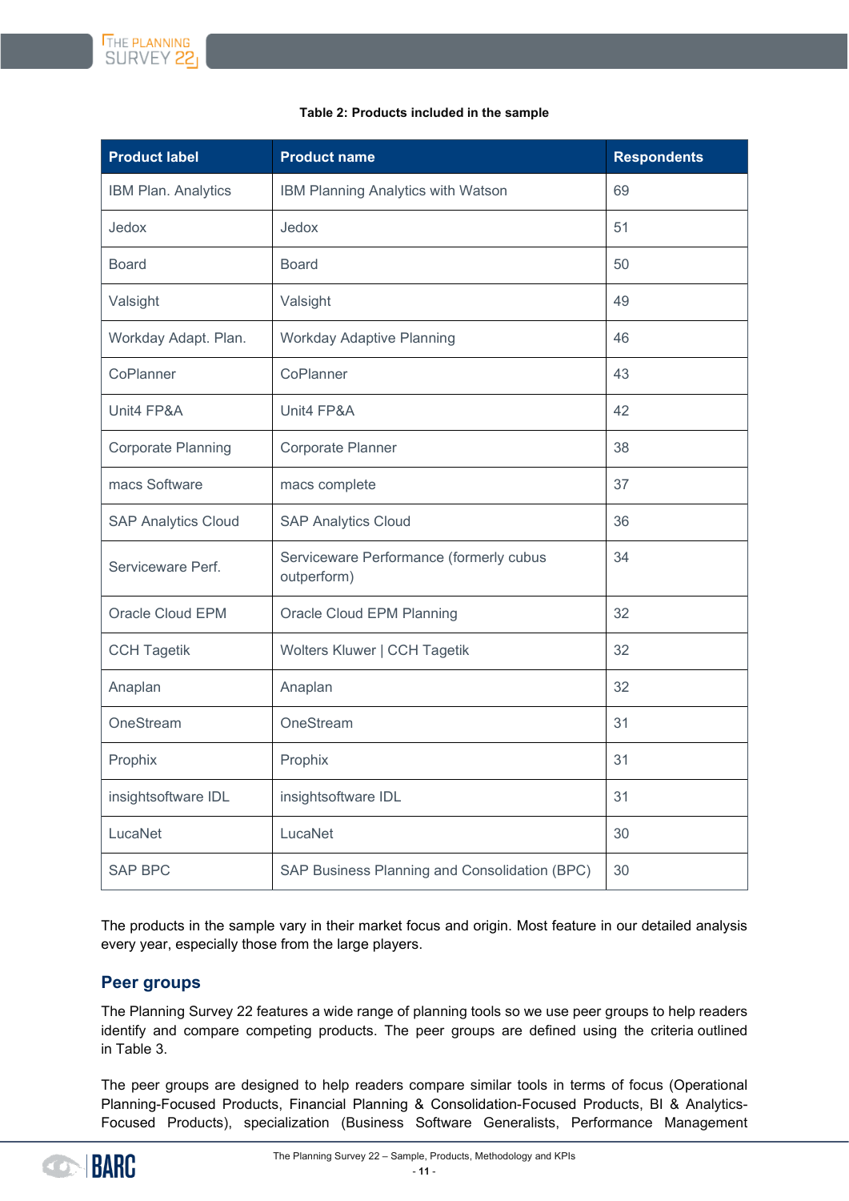**Table 2: Products included in the sample**

| Product label | Product name | Respondents |
|---|---|---|
| IBM Plan. Analytics | IBM Planning Analytics with Watson | 69 |
| Jedox | Jedox | 51 |
| Board | Board | 50 |
| Valsight | Valsight | 49 |
| Workday Adapt. Plan. | Workday Adaptive Planning | 46 |
| CoPlanner | CoPlanner | 43 |
| Unit4 FP&A | Unit4 FP&A | 42 |
| Corporate Planning | Corporate Planner | 38 |
| macs Software | macs complete | 37 |
| SAP Analytics Cloud | SAP Analytics Cloud | 36 |
| Serviceware Perf. | Serviceware Performance (formerly cubus outperform) | 34 |
| Oracle Cloud EPM | Oracle Cloud EPM Planning | 32 |
| CCH Tagetik | Wolters Kluwer \| CCH Tagetik | 32 |
| Anaplan | Anaplan | 32 |
| OneStream | OneStream | 31 |
| Prophix | Prophix | 31 |
| insightsoftware IDL | insightsoftware IDL | 31 |
| LucaNet | LucaNet | 30 |
| SAP BPC | SAP Business Planning and Consolidation (BPC) | 30 |

The products in the sample vary in their market focus and origin. Most feature in our detailed analysis every year, especially those from the large players.

## Peer groups

The Planning Survey 22 features a wide range of planning tools so we use peer groups to help readers identify and compare competing products. The peer groups are defined using the criteria outlined in Table 3.

The peer groups are designed to help readers compare similar tools in terms of focus (Operational Planning-Focused Products, Financial Planning & Consolidation-Focused Products, BI & Analytics-Focused Products), specialization (Business Software Generalists, Performance Management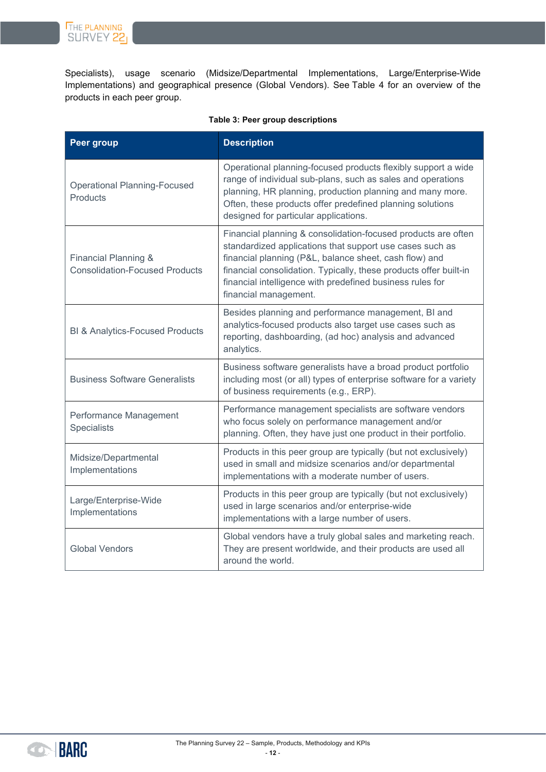Specialists), usage scenario (Midsize/Departmental Implementations, Large/Enterprise-Wide Implementations) and geographical presence (Global Vendors). See Table 4 for an overview of the products in each peer group.

**Table 3: Peer group descriptions**

| Peer group | Description |
|---|---|
| Operational Planning-Focused Products | Operational planning-focused products flexibly support a wide range of individual sub-plans, such as sales and operations planning, HR planning, production planning and many more. Often, these products offer predefined planning solutions designed for particular applications. |
| Financial Planning & Consolidation-Focused Products | Financial planning & consolidation-focused products are often standardized applications that support use cases such as financial planning (P&L, balance sheet, cash flow) and financial consolidation. Typically, these products offer built-in financial intelligence with predefined business rules for financial management. |
| BI & Analytics-Focused Products | Besides planning and performance management, BI and analytics-focused products also target use cases such as reporting, dashboarding, (ad hoc) analysis and advanced analytics. |
| Business Software Generalists | Business software generalists have a broad product portfolio including most (or all) types of enterprise software for a variety of business requirements (e.g., ERP). |
| Performance Management Specialists | Performance management specialists are software vendors who focus solely on performance management and/or planning. Often, they have just one product in their portfolio. |
| Midsize/Departmental Implementations | Products in this peer group are typically (but not exclusively) used in small and midsize scenarios and/or departmental implementations with a moderate number of users. |
| Large/Enterprise-Wide Implementations | Products in this peer group are typically (but not exclusively) used in large scenarios and/or enterprise-wide implementations with a large number of users. |
| Global Vendors | Global vendors have a truly global sales and marketing reach. They are present worldwide, and their products are used all around the world. |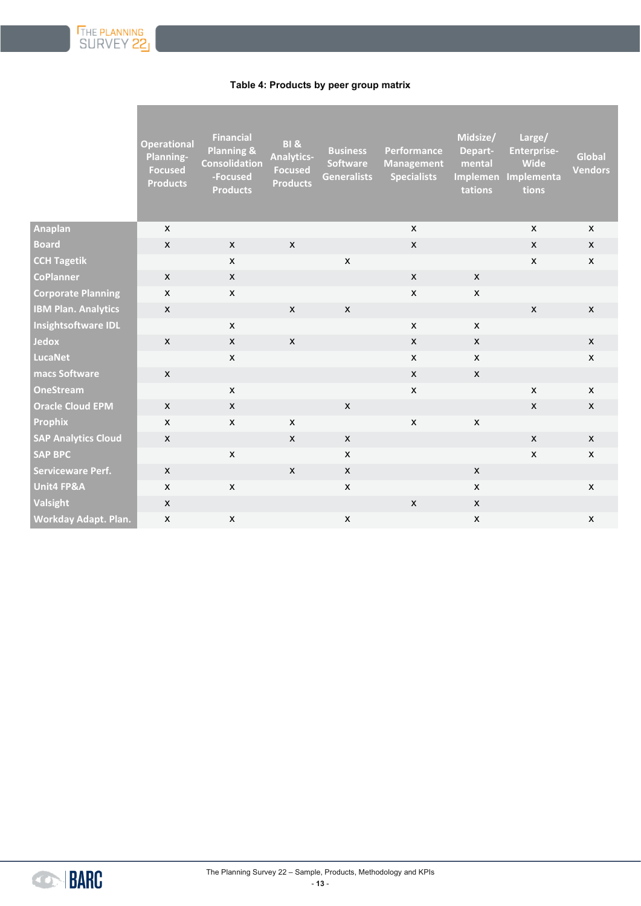**Table 4: Products by peer group matrix**

| | Operational Planning-Focused Products | Financial Planning & Consolidation-Focused Products | BI & Analytics-Focused Products | Business Software Generalists | Performance Management Specialists | Midsize/ Depart-mental Implementations | Large/ Enterprise-Wide Implementations | Global Vendors |
|---|---|---|---|---|---|---|---|---|
| Anaplan | x | | | | x | | x | x |
| Board | x | x | x | | x | | x | x |
| CCH Tagetik | | x | | x | | | x | x |
| CoPlanner | x | x | | | x | x | | |
| Corporate Planning | x | x | | | x | x | | |
| IBM Plan. Analytics | x | | x | x | | | x | x |
| Insightsoftware IDL | | x | | | x | x | | |
| Jedox | x | x | x | | x | x | | x |
| LucaNet | | x | | | x | x | | x |
| macs Software | x | | | | x | x | | |
| OneStream | | x | | | x | | x | x |
| Oracle Cloud EPM | x | x | | x | | | x | x |
| Prophix | x | x | x | | x | x | | |
| SAP Analytics Cloud | x | | x | x | | | x | x |
| SAP BPC | | x | | x | | | x | x |
| Serviceware Perf. | x | | x | x | | x | | |
| Unit4 FP&A | x | x | | x | | x | | x |
| Valsight | x | | | | x | x | | |
| Workday Adapt. Plan. | x | x | | x | | x | | x |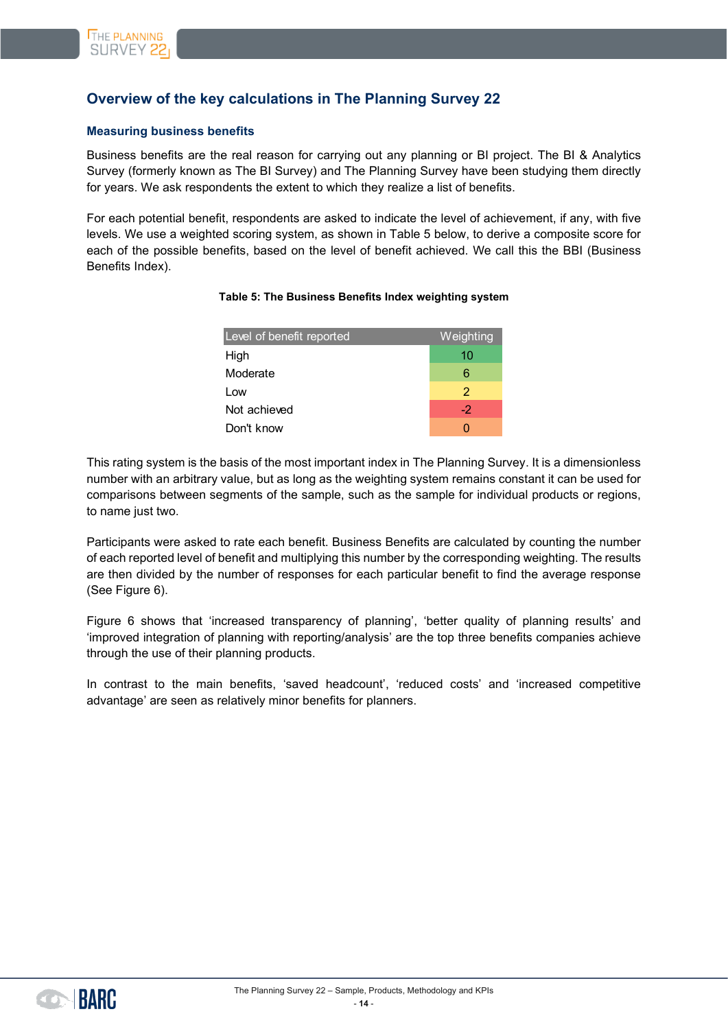## Overview of the key calculations in The Planning Survey 22

### Measuring business benefits

Business benefits are the real reason for carrying out any planning or BI project. The BI & Analytics Survey (formerly known as The BI Survey) and The Planning Survey have been studying them directly for years. We ask respondents the extent to which they realize a list of benefits.

For each potential benefit, respondents are asked to indicate the level of achievement, if any, with five levels. We use a weighted scoring system, as shown in Table 5 below, to derive a composite score for each of the possible benefits, based on the level of benefit achieved. We call this the BBI (Business Benefits Index).

**Table 5: The Business Benefits Index weighting system**

| Level of benefit reported | Weighting |
|---|---|
| High | 10 |
| Moderate | 6 |
| Low | 2 |
| Not achieved | -2 |
| Don't know | 0 |

This rating system is the basis of the most important index in The Planning Survey. It is a dimensionless number with an arbitrary value, but as long as the weighting system remains constant it can be used for comparisons between segments of the sample, such as the sample for individual products or regions, to name just two.

Participants were asked to rate each benefit. Business Benefits are calculated by counting the number of each reported level of benefit and multiplying this number by the corresponding weighting. The results are then divided by the number of responses for each particular benefit to find the average response (See Figure 6).

Figure 6 shows that 'increased transparency of planning', 'better quality of planning results' and 'improved integration of planning with reporting/analysis' are the top three benefits companies achieve through the use of their planning products.

In contrast to the main benefits, 'saved headcount', 'reduced costs' and 'increased competitive advantage' are seen as relatively minor benefits for planners.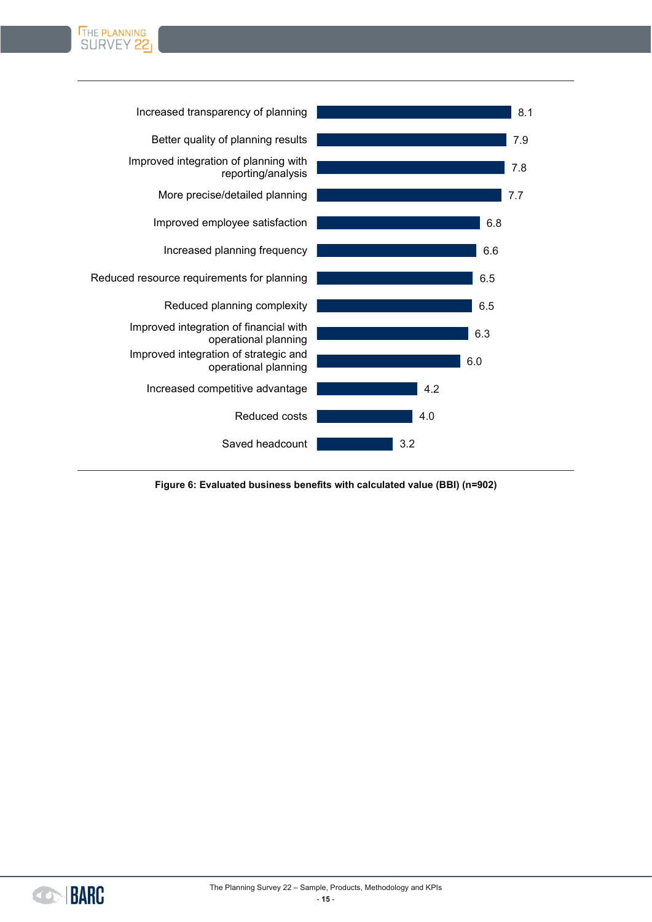| Business benefit | Value |
|---|---|
| Increased transparency of planning | 8.1 |
| Better quality of planning results | 7.9 |
| Improved integration of planning with reporting/analysis | 7.8 |
| More precise/detailed planning | 7.7 |
| Improved employee satisfaction | 6.8 |
| Increased planning frequency | 6.6 |
| Reduced resource requirements for planning | 6.5 |
| Reduced planning complexity | 6.5 |
| Improved integration of financial with operational planning | 6.3 |
| Improved integration of strategic and operational planning | 6.0 |
| Increased competitive advantage | 4.2 |
| Reduced costs | 4.0 |
| Saved headcount | 3.2 |

**Figure 6: Evaluated business benefits with calculated value (BBI) (n=902)**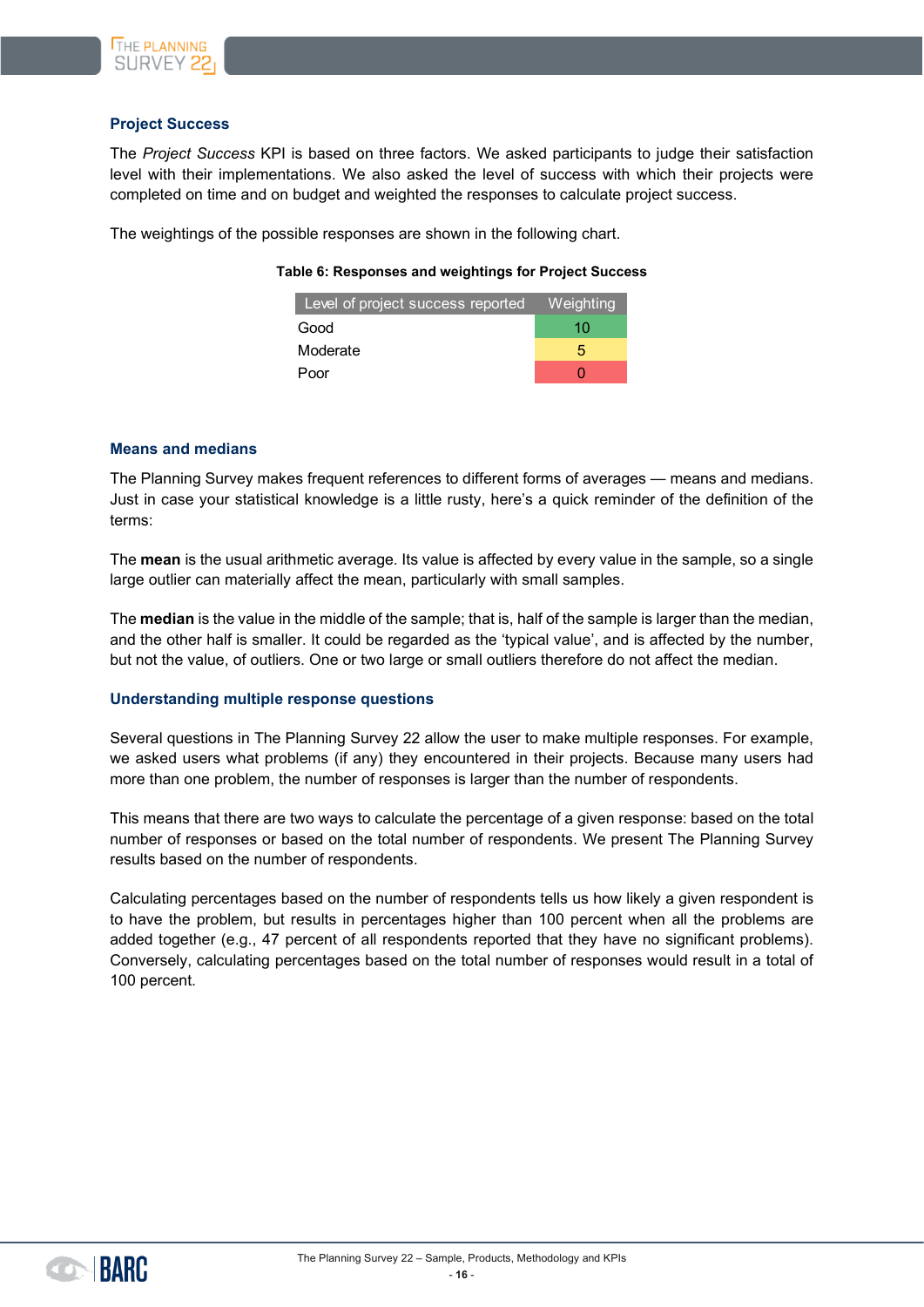### Project Success

The *Project Success* KPI is based on three factors. We asked participants to judge their satisfaction level with their implementations. We also asked the level of success with which their projects were completed on time and on budget and weighted the responses to calculate project success.

The weightings of the possible responses are shown in the following chart.

**Table 6: Responses and weightings for Project Success**

| Level of project success reported | Weighting |
|---|---|
| Good | 10 |
| Moderate | 5 |
| Poor | 0 |

### Means and medians

The Planning Survey makes frequent references to different forms of averages — means and medians. Just in case your statistical knowledge is a little rusty, here's a quick reminder of the definition of the terms:

The **mean** is the usual arithmetic average. Its value is affected by every value in the sample, so a single large outlier can materially affect the mean, particularly with small samples.

The **median** is the value in the middle of the sample; that is, half of the sample is larger than the median, and the other half is smaller. It could be regarded as the 'typical value', and is affected by the number, but not the value, of outliers. One or two large or small outliers therefore do not affect the median.

### Understanding multiple response questions

Several questions in The Planning Survey 22 allow the user to make multiple responses. For example, we asked users what problems (if any) they encountered in their projects. Because many users had more than one problem, the number of responses is larger than the number of respondents.

This means that there are two ways to calculate the percentage of a given response: based on the total number of responses or based on the total number of respondents. We present The Planning Survey results based on the number of respondents.

Calculating percentages based on the number of respondents tells us how likely a given respondent is to have the problem, but results in percentages higher than 100 percent when all the problems are added together (e.g., 47 percent of all respondents reported that they have no significant problems). Conversely, calculating percentages based on the total number of responses would result in a total of 100 percent.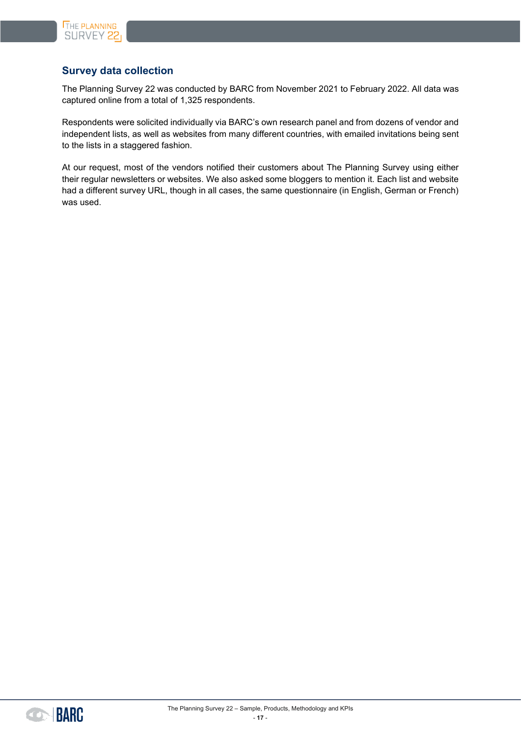## Survey data collection

The Planning Survey 22 was conducted by BARC from November 2021 to February 2022. All data was captured online from a total of 1,325 respondents.

Respondents were solicited individually via BARC's own research panel and from dozens of vendor and independent lists, as well as websites from many different countries, with emailed invitations being sent to the lists in a staggered fashion.

At our request, most of the vendors notified their customers about The Planning Survey using either their regular newsletters or websites. We also asked some bloggers to mention it. Each list and website had a different survey URL, though in all cases, the same questionnaire (in English, German or French) was used.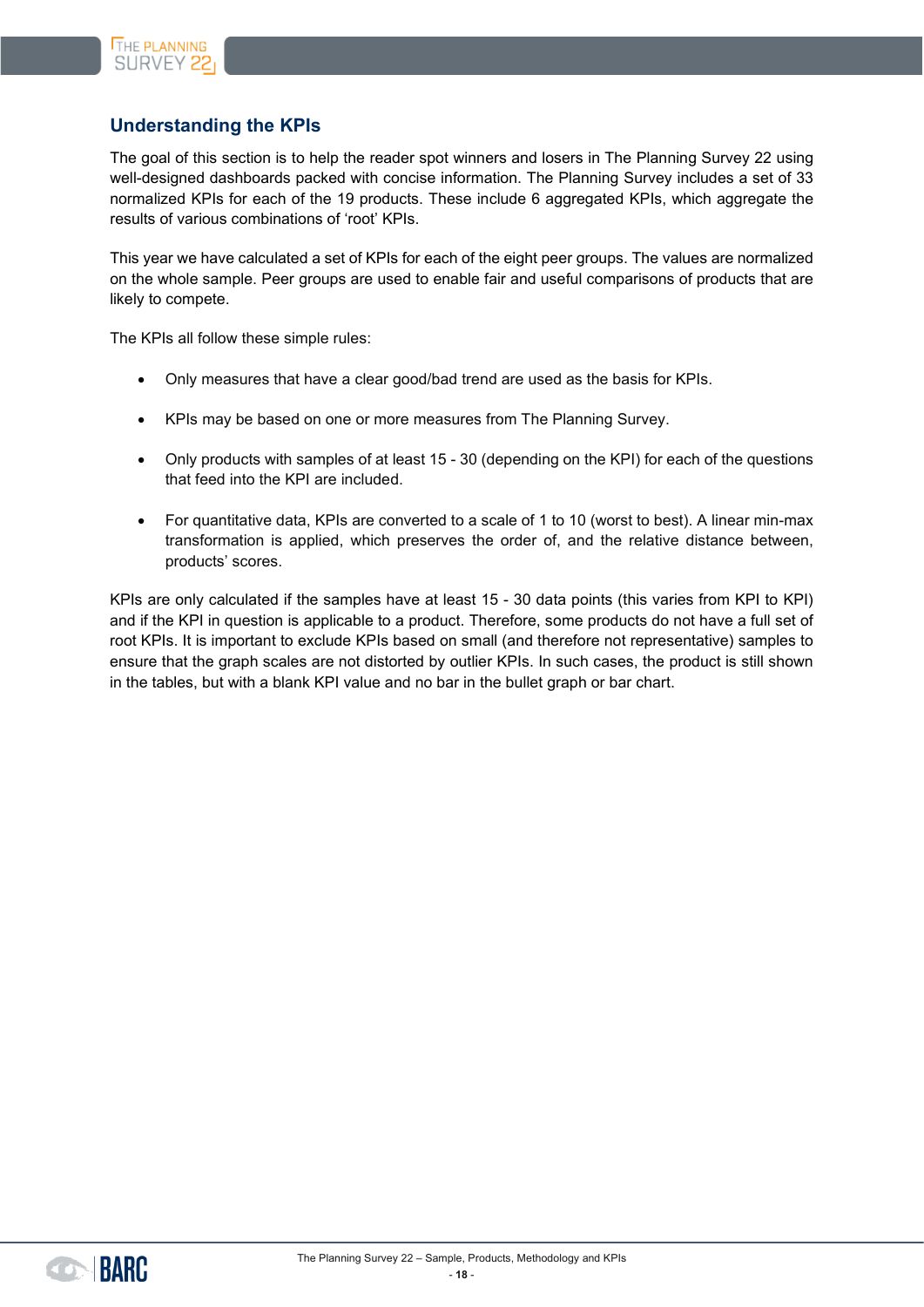## Understanding the KPIs

The goal of this section is to help the reader spot winners and losers in The Planning Survey 22 using well-designed dashboards packed with concise information. The Planning Survey includes a set of 33 normalized KPIs for each of the 19 products. These include 6 aggregated KPIs, which aggregate the results of various combinations of 'root' KPIs.

This year we have calculated a set of KPIs for each of the eight peer groups. The values are normalized on the whole sample. Peer groups are used to enable fair and useful comparisons of products that are likely to compete.

The KPIs all follow these simple rules:

- Only measures that have a clear good/bad trend are used as the basis for KPIs.
- KPIs may be based on one or more measures from The Planning Survey.
- Only products with samples of at least 15 - 30 (depending on the KPI) for each of the questions that feed into the KPI are included.
- For quantitative data, KPIs are converted to a scale of 1 to 10 (worst to best). A linear min-max transformation is applied, which preserves the order of, and the relative distance between, products' scores.

KPIs are only calculated if the samples have at least 15 - 30 data points (this varies from KPI to KPI) and if the KPI in question is applicable to a product. Therefore, some products do not have a full set of root KPIs. It is important to exclude KPIs based on small (and therefore not representative) samples to ensure that the graph scales are not distorted by outlier KPIs. In such cases, the product is still shown in the tables, but with a blank KPI value and no bar in the bullet graph or bar chart.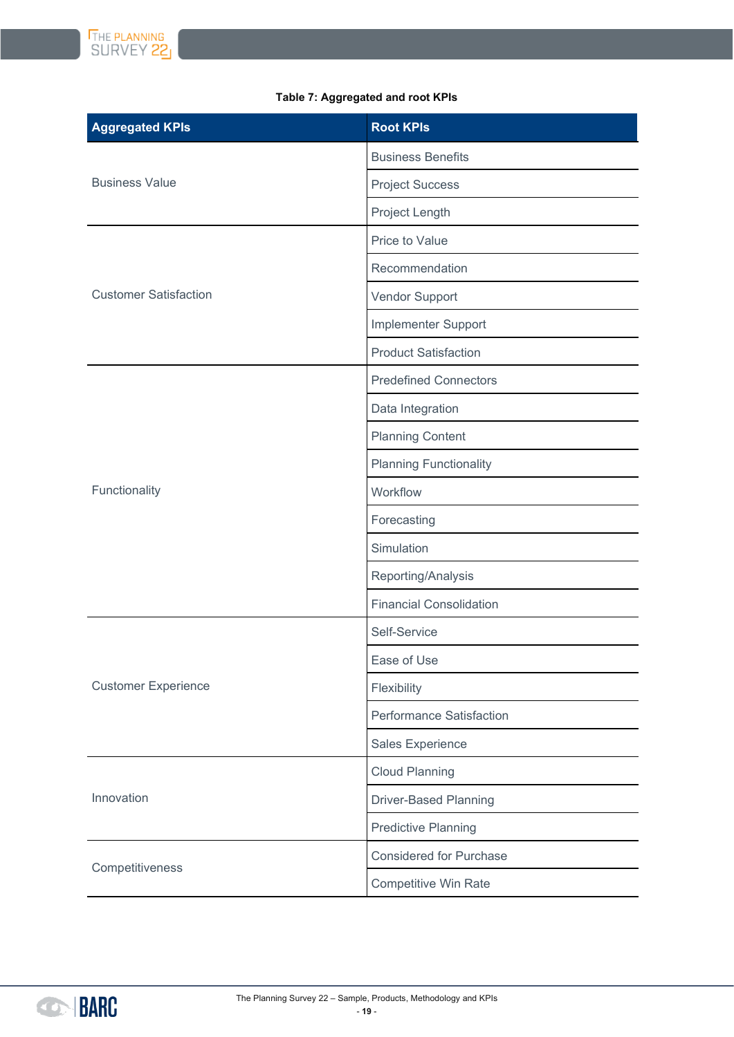**Table 7: Aggregated and root KPIs**

| Aggregated KPIs | Root KPIs |
|---|---|
| Business Value | Business Benefits |
| | Project Success |
| | Project Length |
| Customer Satisfaction | Price to Value |
| | Recommendation |
| | Vendor Support |
| | Implementer Support |
| | Product Satisfaction |
| Functionality | Predefined Connectors |
| | Data Integration |
| | Planning Content |
| | Planning Functionality |
| | Workflow |
| | Forecasting |
| | Simulation |
| | Reporting/Analysis |
| | Financial Consolidation |
| Customer Experience | Self-Service |
| | Ease of Use |
| | Flexibility |
| | Performance Satisfaction |
| | Sales Experience |
| Innovation | Cloud Planning |
| | Driver-Based Planning |
| | Predictive Planning |
| Competitiveness | Considered for Purchase |
| | Competitive Win Rate |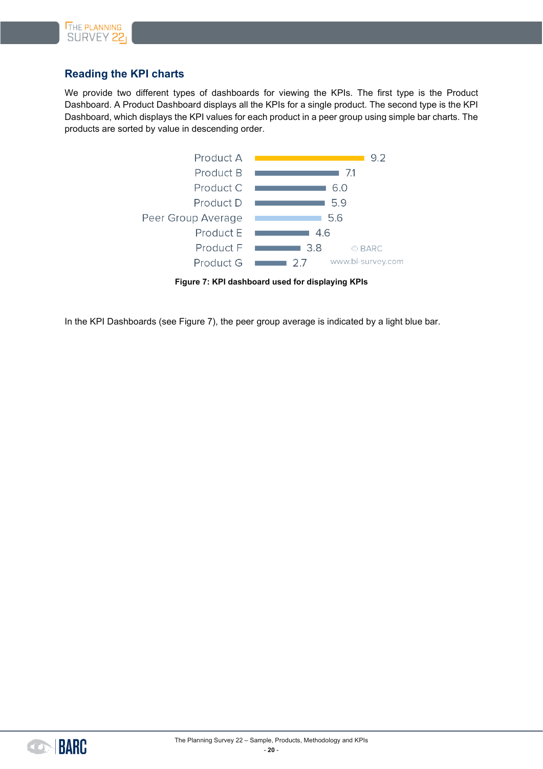## Reading the KPI charts

We provide two different types of dashboards for viewing the KPIs. The first type is the Product Dashboard. A Product Dashboard displays all the KPIs for a single product. The second type is the KPI Dashboard, which displays the KPI values for each product in a peer group using simple bar charts. The products are sorted by value in descending order.

| Product | Value |
|---|---|
| Product A | 9.2 |
| Product B | 7.1 |
| Product C | 6.0 |
| Product D | 5.9 |
| Peer Group Average | 5.6 |
| Product E | 4.6 |
| Product F | 3.8 |
| Product G | 2.7 |

© BARC
www.bi-survey.com

**Figure 7: KPI dashboard used for displaying KPIs**

In the KPI Dashboards (see Figure 7), the peer group average is indicated by a light blue bar.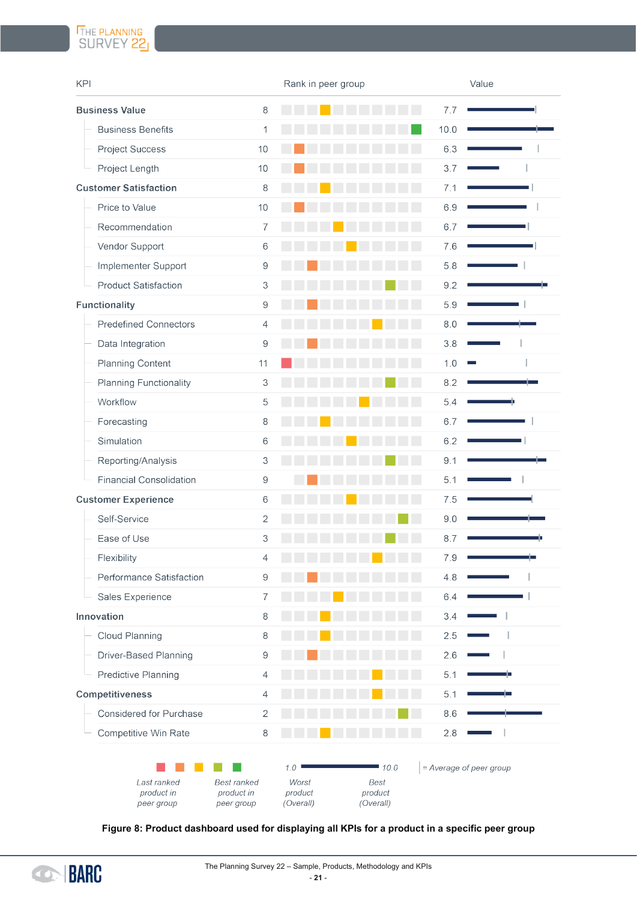| KPI | Rank in peer group | Value |
|---|---|---|
| **Business Value** | 8 | 7.7 |
| Business Benefits | 1 | 10.0 |
| Project Success | 10 | 6.3 |
| Project Length | 10 | 3.7 |
| **Customer Satisfaction** | 8 | 7.1 |
| Price to Value | 10 | 6.9 |
| Recommendation | 7 | 6.7 |
| Vendor Support | 6 | 7.6 |
| Implementer Support | 9 | 5.8 |
| Product Satisfaction | 3 | 9.2 |
| **Functionality** | 9 | 5.9 |
| Predefined Connectors | 4 | 8.0 |
| Data Integration | 9 | 3.8 |
| Planning Content | 11 | 1.0 |
| Planning Functionality | 3 | 8.2 |
| Workflow | 5 | 5.4 |
| Forecasting | 8 | 6.7 |
| Simulation | 6 | 6.2 |
| Reporting/Analysis | 3 | 9.1 |
| Financial Consolidation | 9 | 5.1 |
| **Customer Experience** | 6 | 7.5 |
| Self-Service | 2 | 9.0 |
| Ease of Use | 3 | 8.7 |
| Flexibility | 4 | 7.9 |
| Performance Satisfaction | 9 | 4.8 |
| Sales Experience | 7 | 6.4 |
| **Innovation** | 8 | 3.4 |
| Cloud Planning | 8 | 2.5 |
| Driver-Based Planning | 9 | 2.6 |
| Predictive Planning | 4 | 5.1 |
| **Competitiveness** | 4 | 5.1 |
| Considered for Purchase | 2 | 8.6 |
| Competitive Win Rate | 8 | 2.8 |

*Last ranked product in peer group* … *Best ranked product in peer group* | *1.0 Worst product (Overall)* … *10.0 Best product (Overall)* | *| = Average of peer group*

**Figure 8: Product dashboard used for displaying all KPIs for a product in a specific peer group**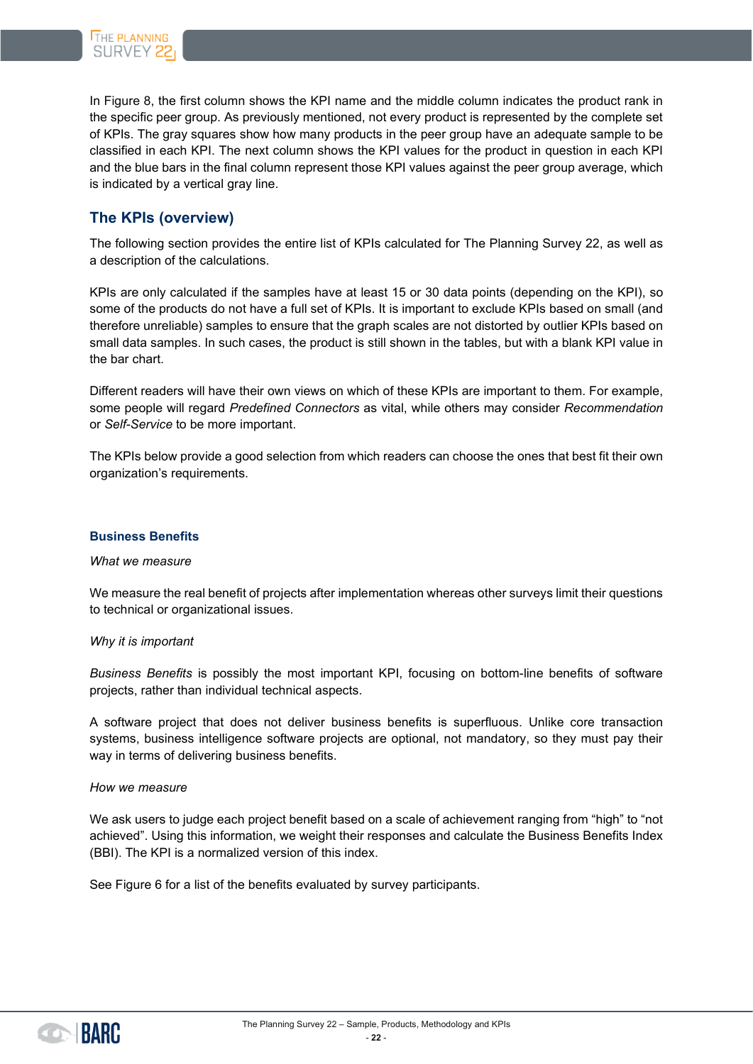In Figure 8, the first column shows the KPI name and the middle column indicates the product rank in the specific peer group. As previously mentioned, not every product is represented by the complete set of KPIs. The gray squares show how many products in the peer group have an adequate sample to be classified in each KPI. The next column shows the KPI values for the product in question in each KPI and the blue bars in the final column represent those KPI values against the peer group average, which is indicated by a vertical gray line.

## The KPIs (overview)

The following section provides the entire list of KPIs calculated for The Planning Survey 22, as well as a description of the calculations.

KPIs are only calculated if the samples have at least 15 or 30 data points (depending on the KPI), so some of the products do not have a full set of KPIs. It is important to exclude KPIs based on small (and therefore unreliable) samples to ensure that the graph scales are not distorted by outlier KPIs based on small data samples. In such cases, the product is still shown in the tables, but with a blank KPI value in the bar chart.

Different readers will have their own views on which of these KPIs are important to them. For example, some people will regard *Predefined Connectors* as vital, while others may consider *Recommendation* or *Self-Service* to be more important.

The KPIs below provide a good selection from which readers can choose the ones that best fit their own organization's requirements.

### Business Benefits

*What we measure*

We measure the real benefit of projects after implementation whereas other surveys limit their questions to technical or organizational issues.

*Why it is important*

*Business Benefits* is possibly the most important KPI, focusing on bottom-line benefits of software projects, rather than individual technical aspects.

A software project that does not deliver business benefits is superfluous. Unlike core transaction systems, business intelligence software projects are optional, not mandatory, so they must pay their way in terms of delivering business benefits.

*How we measure*

We ask users to judge each project benefit based on a scale of achievement ranging from "high" to "not achieved". Using this information, we weight their responses and calculate the Business Benefits Index (BBI). The KPI is a normalized version of this index.

See Figure 6 for a list of the benefits evaluated by survey participants.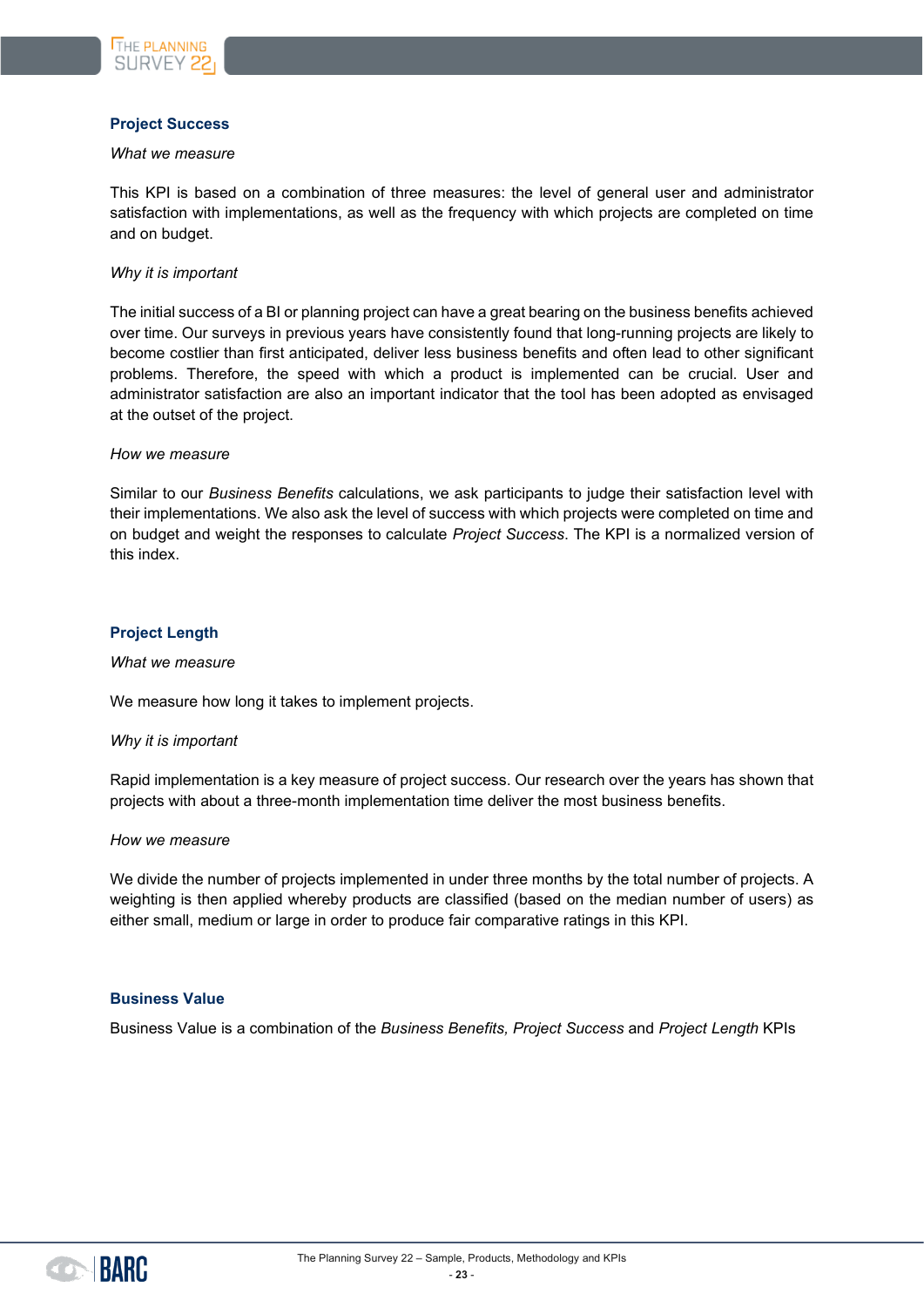## Project Success

*What we measure*

This KPI is based on a combination of three measures: the level of general user and administrator satisfaction with implementations, as well as the frequency with which projects are completed on time and on budget.

*Why it is important*

The initial success of a BI or planning project can have a great bearing on the business benefits achieved over time. Our surveys in previous years have consistently found that long-running projects are likely to become costlier than first anticipated, deliver less business benefits and often lead to other significant problems. Therefore, the speed with which a product is implemented can be crucial. User and administrator satisfaction are also an important indicator that the tool has been adopted as envisaged at the outset of the project.

*How we measure*

Similar to our *Business Benefits* calculations, we ask participants to judge their satisfaction level with their implementations. We also ask the level of success with which projects were completed on time and on budget and weight the responses to calculate *Project Success*. The KPI is a normalized version of this index.

## Project Length

*What we measure*

We measure how long it takes to implement projects.

*Why it is important*

Rapid implementation is a key measure of project success. Our research over the years has shown that projects with about a three-month implementation time deliver the most business benefits.

*How we measure*

We divide the number of projects implemented in under three months by the total number of projects. A weighting is then applied whereby products are classified (based on the median number of users) as either small, medium or large in order to produce fair comparative ratings in this KPI.

## Business Value

Business Value is a combination of the *Business Benefits, Project Success* and *Project Length* KPIs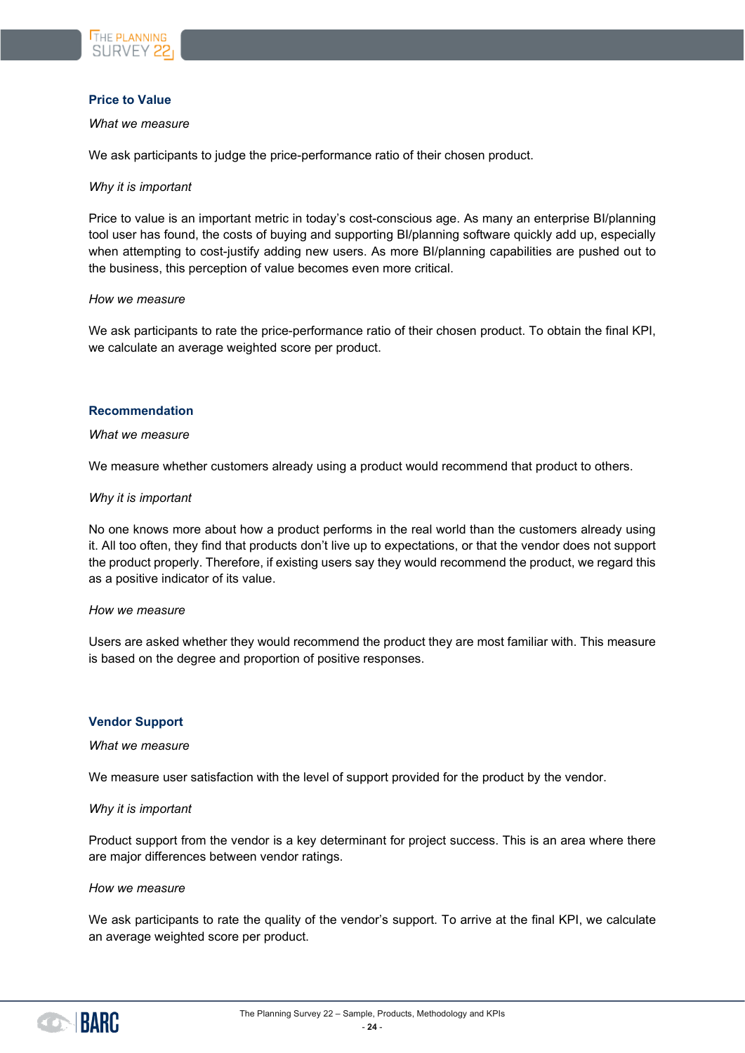### Price to Value

*What we measure*

We ask participants to judge the price-performance ratio of their chosen product.

*Why it is important*

Price to value is an important metric in today's cost-conscious age. As many an enterprise BI/planning tool user has found, the costs of buying and supporting BI/planning software quickly add up, especially when attempting to cost-justify adding new users. As more BI/planning capabilities are pushed out to the business, this perception of value becomes even more critical.

*How we measure*

We ask participants to rate the price-performance ratio of their chosen product. To obtain the final KPI, we calculate an average weighted score per product.

### Recommendation

*What we measure*

We measure whether customers already using a product would recommend that product to others.

*Why it is important*

No one knows more about how a product performs in the real world than the customers already using it. All too often, they find that products don't live up to expectations, or that the vendor does not support the product properly. Therefore, if existing users say they would recommend the product, we regard this as a positive indicator of its value.

*How we measure*

Users are asked whether they would recommend the product they are most familiar with. This measure is based on the degree and proportion of positive responses.

### Vendor Support

*What we measure*

We measure user satisfaction with the level of support provided for the product by the vendor.

*Why it is important*

Product support from the vendor is a key determinant for project success. This is an area where there are major differences between vendor ratings.

*How we measure*

We ask participants to rate the quality of the vendor's support. To arrive at the final KPI, we calculate an average weighted score per product.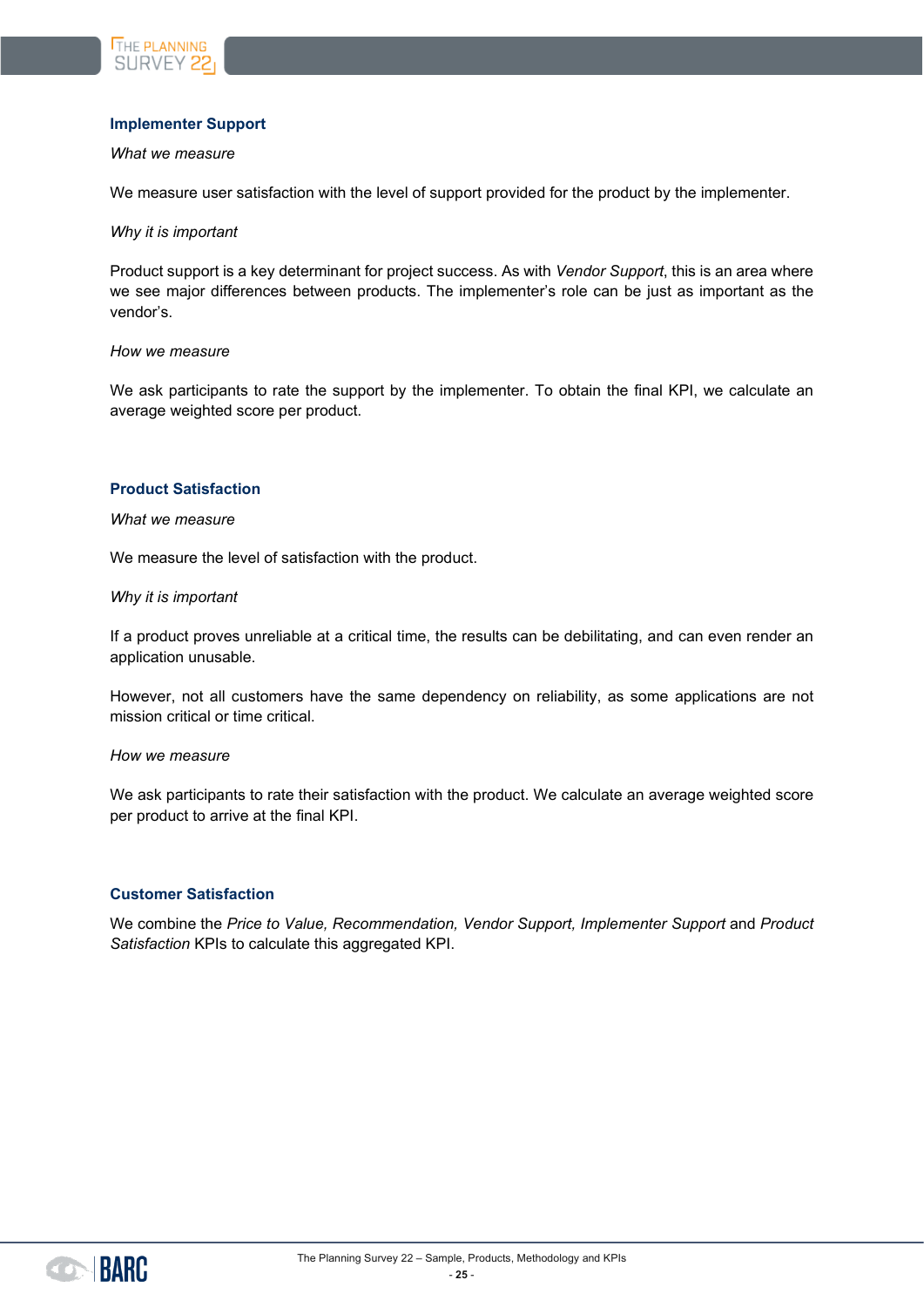### Implementer Support

*What we measure*

We measure user satisfaction with the level of support provided for the product by the implementer.

*Why it is important*

Product support is a key determinant for project success. As with *Vendor Support*, this is an area where we see major differences between products. The implementer's role can be just as important as the vendor's.

*How we measure*

We ask participants to rate the support by the implementer. To obtain the final KPI, we calculate an average weighted score per product.

### Product Satisfaction

*What we measure*

We measure the level of satisfaction with the product.

*Why it is important*

If a product proves unreliable at a critical time, the results can be debilitating, and can even render an application unusable.

However, not all customers have the same dependency on reliability, as some applications are not mission critical or time critical.

*How we measure*

We ask participants to rate their satisfaction with the product. We calculate an average weighted score per product to arrive at the final KPI.

### Customer Satisfaction

We combine the *Price to Value, Recommendation, Vendor Support, Implementer Support* and *Product Satisfaction* KPIs to calculate this aggregated KPI.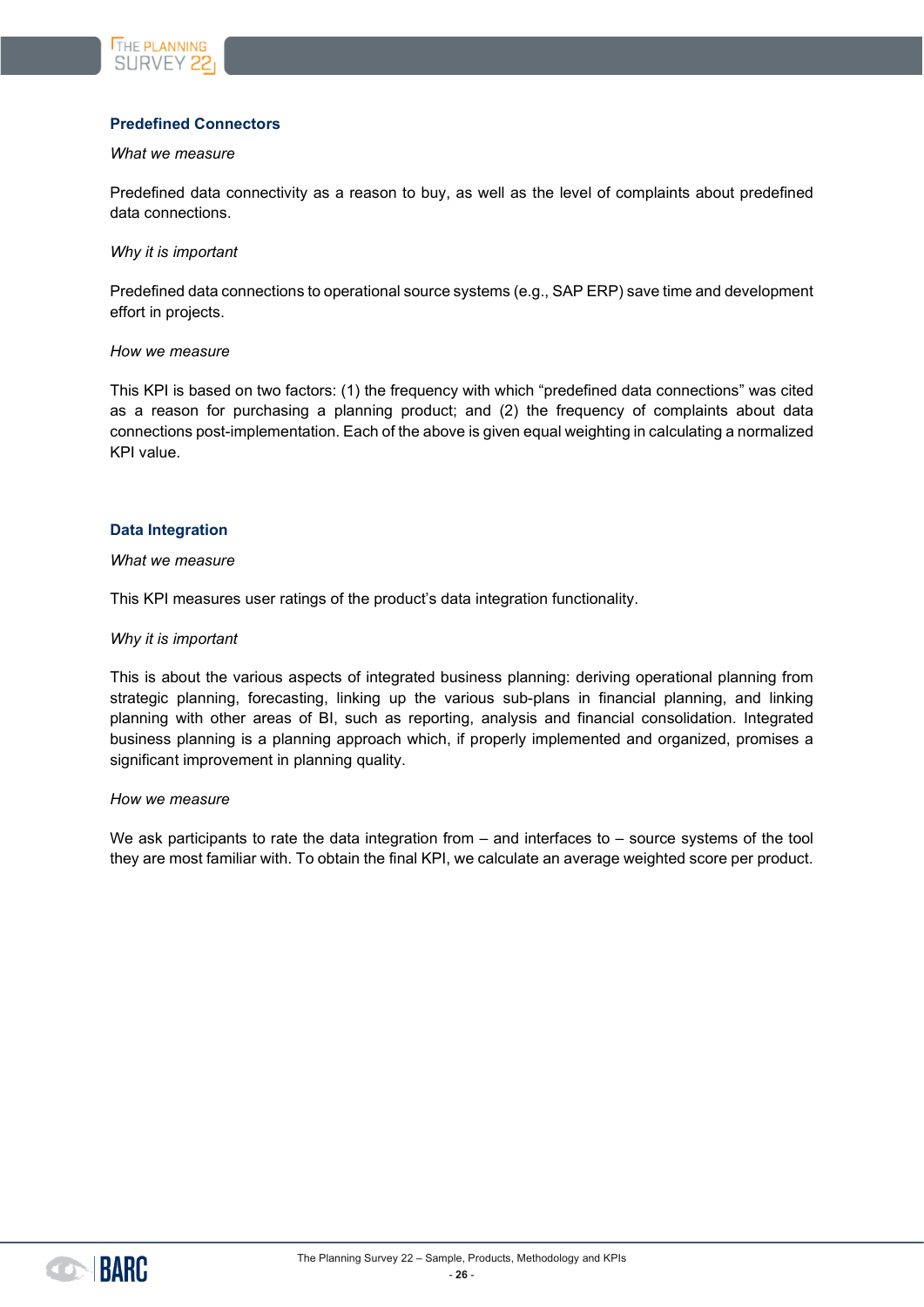### Predefined Connectors

*What we measure*

Predefined data connectivity as a reason to buy, as well as the level of complaints about predefined data connections.

*Why it is important*

Predefined data connections to operational source systems (e.g., SAP ERP) save time and development effort in projects.

*How we measure*

This KPI is based on two factors: (1) the frequency with which "predefined data connections" was cited as a reason for purchasing a planning product; and (2) the frequency of complaints about data connections post-implementation. Each of the above is given equal weighting in calculating a normalized KPI value.

### Data Integration

*What we measure*

This KPI measures user ratings of the product's data integration functionality.

*Why it is important*

This is about the various aspects of integrated business planning: deriving operational planning from strategic planning, forecasting, linking up the various sub-plans in financial planning, and linking planning with other areas of BI, such as reporting, analysis and financial consolidation. Integrated business planning is a planning approach which, if properly implemented and organized, promises a significant improvement in planning quality.

*How we measure*

We ask participants to rate the data integration from – and interfaces to – source systems of the tool they are most familiar with. To obtain the final KPI, we calculate an average weighted score per product.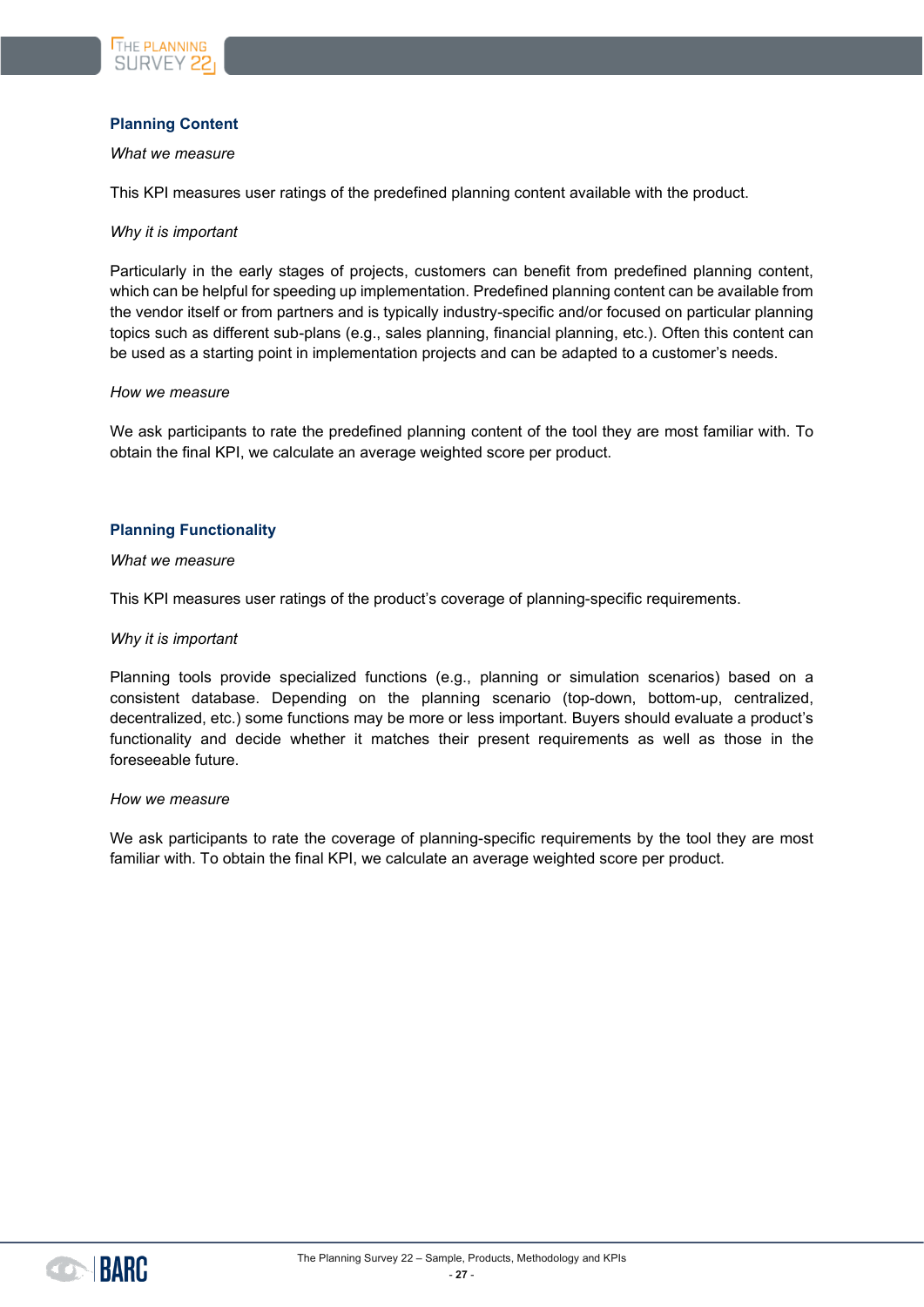### Planning Content

*What we measure*

This KPI measures user ratings of the predefined planning content available with the product.

*Why it is important*

Particularly in the early stages of projects, customers can benefit from predefined planning content, which can be helpful for speeding up implementation. Predefined planning content can be available from the vendor itself or from partners and is typically industry-specific and/or focused on particular planning topics such as different sub-plans (e.g., sales planning, financial planning, etc.). Often this content can be used as a starting point in implementation projects and can be adapted to a customer's needs.

*How we measure*

We ask participants to rate the predefined planning content of the tool they are most familiar with. To obtain the final KPI, we calculate an average weighted score per product.

### Planning Functionality

*What we measure*

This KPI measures user ratings of the product's coverage of planning-specific requirements.

*Why it is important*

Planning tools provide specialized functions (e.g., planning or simulation scenarios) based on a consistent database. Depending on the planning scenario (top-down, bottom-up, centralized, decentralized, etc.) some functions may be more or less important. Buyers should evaluate a product's functionality and decide whether it matches their present requirements as well as those in the foreseeable future.

*How we measure*

We ask participants to rate the coverage of planning-specific requirements by the tool they are most familiar with. To obtain the final KPI, we calculate an average weighted score per product.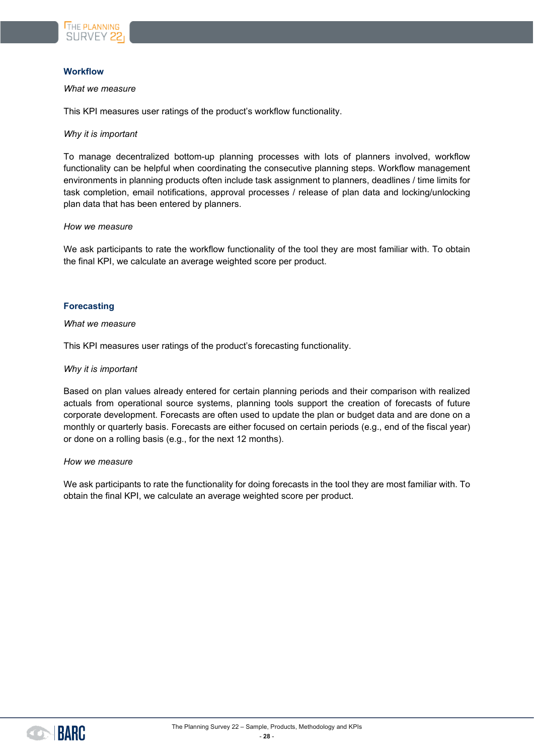### Workflow

*What we measure*

This KPI measures user ratings of the product's workflow functionality.

*Why it is important*

To manage decentralized bottom-up planning processes with lots of planners involved, workflow functionality can be helpful when coordinating the consecutive planning steps. Workflow management environments in planning products often include task assignment to planners, deadlines / time limits for task completion, email notifications, approval processes / release of plan data and locking/unlocking plan data that has been entered by planners.

*How we measure*

We ask participants to rate the workflow functionality of the tool they are most familiar with. To obtain the final KPI, we calculate an average weighted score per product.

### Forecasting

*What we measure*

This KPI measures user ratings of the product's forecasting functionality.

*Why it is important*

Based on plan values already entered for certain planning periods and their comparison with realized actuals from operational source systems, planning tools support the creation of forecasts of future corporate development. Forecasts are often used to update the plan or budget data and are done on a monthly or quarterly basis. Forecasts are either focused on certain periods (e.g., end of the fiscal year) or done on a rolling basis (e.g., for the next 12 months).

*How we measure*

We ask participants to rate the functionality for doing forecasts in the tool they are most familiar with. To obtain the final KPI, we calculate an average weighted score per product.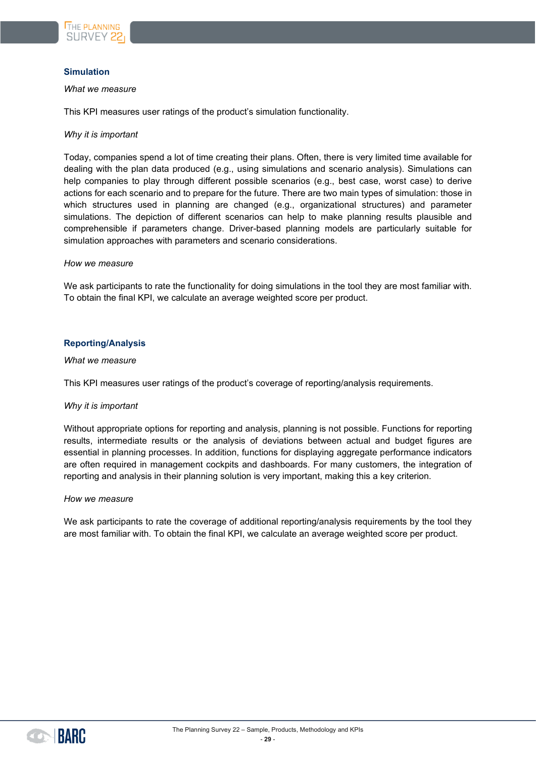## Simulation

*What we measure*

This KPI measures user ratings of the product's simulation functionality.

*Why it is important*

Today, companies spend a lot of time creating their plans. Often, there is very limited time available for dealing with the plan data produced (e.g., using simulations and scenario analysis). Simulations can help companies to play through different possible scenarios (e.g., best case, worst case) to derive actions for each scenario and to prepare for the future. There are two main types of simulation: those in which structures used in planning are changed (e.g., organizational structures) and parameter simulations. The depiction of different scenarios can help to make planning results plausible and comprehensible if parameters change. Driver-based planning models are particularly suitable for simulation approaches with parameters and scenario considerations.

*How we measure*

We ask participants to rate the functionality for doing simulations in the tool they are most familiar with. To obtain the final KPI, we calculate an average weighted score per product.

## Reporting/Analysis

*What we measure*

This KPI measures user ratings of the product's coverage of reporting/analysis requirements.

*Why it is important*

Without appropriate options for reporting and analysis, planning is not possible. Functions for reporting results, intermediate results or the analysis of deviations between actual and budget figures are essential in planning processes. In addition, functions for displaying aggregate performance indicators are often required in management cockpits and dashboards. For many customers, the integration of reporting and analysis in their planning solution is very important, making this a key criterion.

*How we measure*

We ask participants to rate the coverage of additional reporting/analysis requirements by the tool they are most familiar with. To obtain the final KPI, we calculate an average weighted score per product.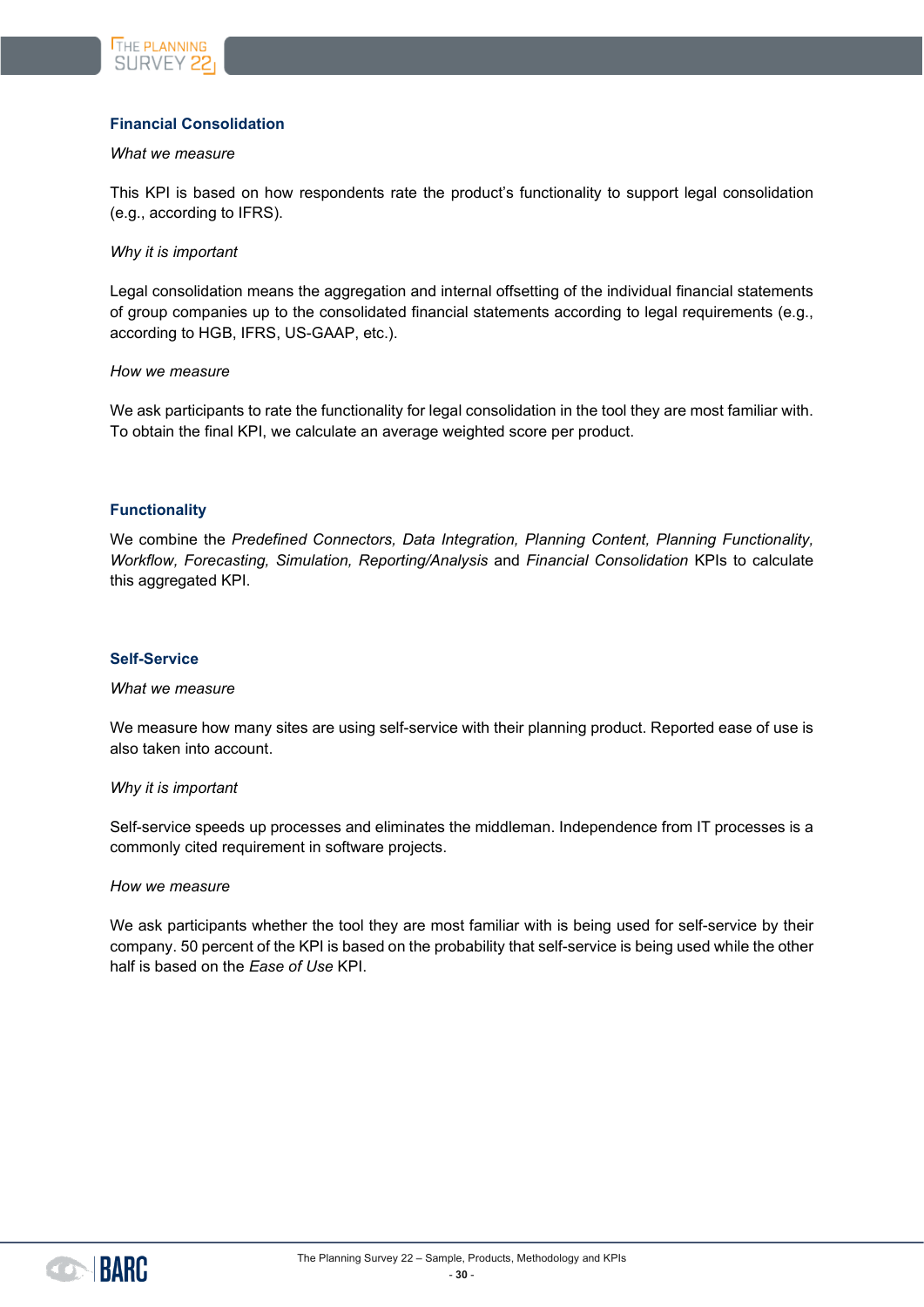### Financial Consolidation

*What we measure*

This KPI is based on how respondents rate the product's functionality to support legal consolidation (e.g., according to IFRS).

*Why it is important*

Legal consolidation means the aggregation and internal offsetting of the individual financial statements of group companies up to the consolidated financial statements according to legal requirements (e.g., according to HGB, IFRS, US-GAAP, etc.).

*How we measure*

We ask participants to rate the functionality for legal consolidation in the tool they are most familiar with. To obtain the final KPI, we calculate an average weighted score per product.

### Functionality

We combine the *Predefined Connectors, Data Integration, Planning Content, Planning Functionality, Workflow, Forecasting, Simulation, Reporting/Analysis* and *Financial Consolidation* KPIs to calculate this aggregated KPI.

### Self-Service

*What we measure*

We measure how many sites are using self-service with their planning product. Reported ease of use is also taken into account.

*Why it is important*

Self-service speeds up processes and eliminates the middleman. Independence from IT processes is a commonly cited requirement in software projects.

*How we measure*

We ask participants whether the tool they are most familiar with is being used for self-service by their company. 50 percent of the KPI is based on the probability that self-service is being used while the other half is based on the *Ease of Use* KPI.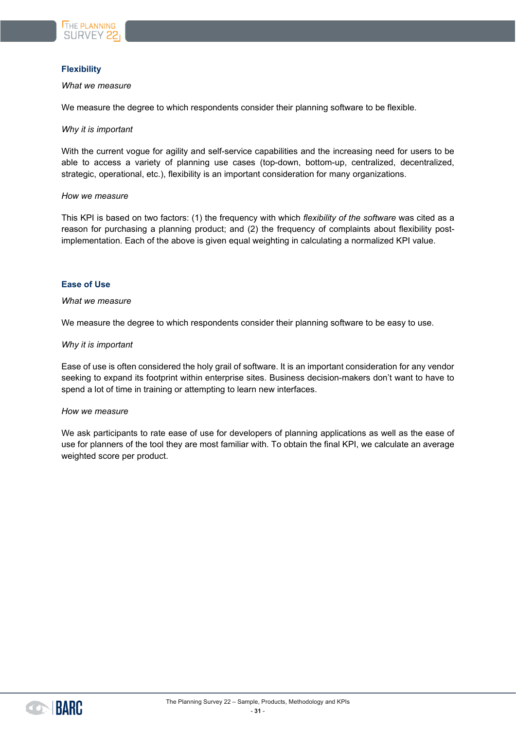### Flexibility

*What we measure*

We measure the degree to which respondents consider their planning software to be flexible.

*Why it is important*

With the current vogue for agility and self-service capabilities and the increasing need for users to be able to access a variety of planning use cases (top-down, bottom-up, centralized, decentralized, strategic, operational, etc.), flexibility is an important consideration for many organizations.

*How we measure*

This KPI is based on two factors: (1) the frequency with which *flexibility of the software* was cited as a reason for purchasing a planning product; and (2) the frequency of complaints about flexibility post-implementation. Each of the above is given equal weighting in calculating a normalized KPI value.

### Ease of Use

*What we measure*

We measure the degree to which respondents consider their planning software to be easy to use.

*Why it is important*

Ease of use is often considered the holy grail of software. It is an important consideration for any vendor seeking to expand its footprint within enterprise sites. Business decision-makers don't want to have to spend a lot of time in training or attempting to learn new interfaces.

*How we measure*

We ask participants to rate ease of use for developers of planning applications as well as the ease of use for planners of the tool they are most familiar with. To obtain the final KPI, we calculate an average weighted score per product.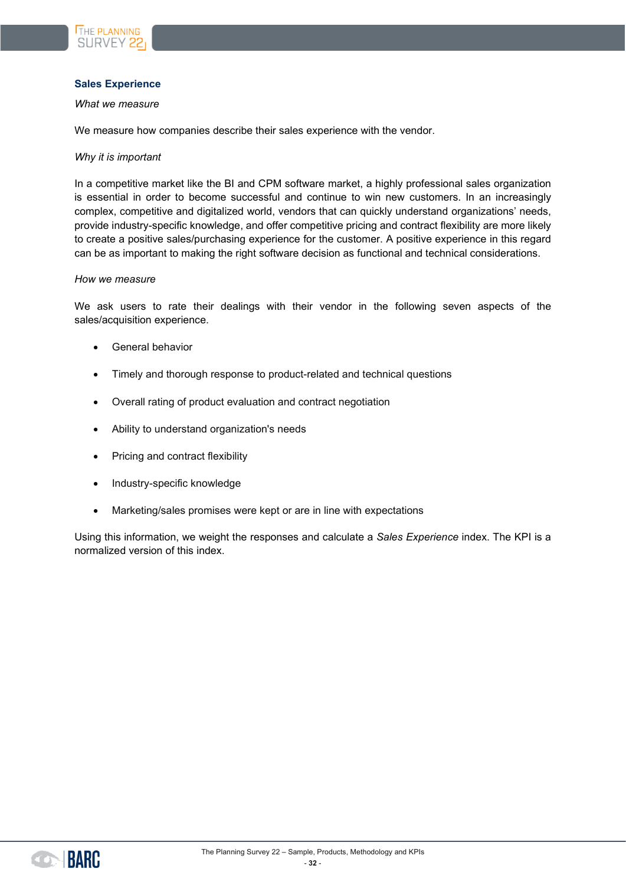### Sales Experience

*What we measure*

We measure how companies describe their sales experience with the vendor.

*Why it is important*

In a competitive market like the BI and CPM software market, a highly professional sales organization is essential in order to become successful and continue to win new customers. In an increasingly complex, competitive and digitalized world, vendors that can quickly understand organizations' needs, provide industry-specific knowledge, and offer competitive pricing and contract flexibility are more likely to create a positive sales/purchasing experience for the customer. A positive experience in this regard can be as important to making the right software decision as functional and technical considerations.

*How we measure*

We ask users to rate their dealings with their vendor in the following seven aspects of the sales/acquisition experience.

- General behavior
- Timely and thorough response to product-related and technical questions
- Overall rating of product evaluation and contract negotiation
- Ability to understand organization's needs
- Pricing and contract flexibility
- Industry-specific knowledge
- Marketing/sales promises were kept or are in line with expectations

Using this information, we weight the responses and calculate a *Sales Experience* index. The KPI is a normalized version of this index.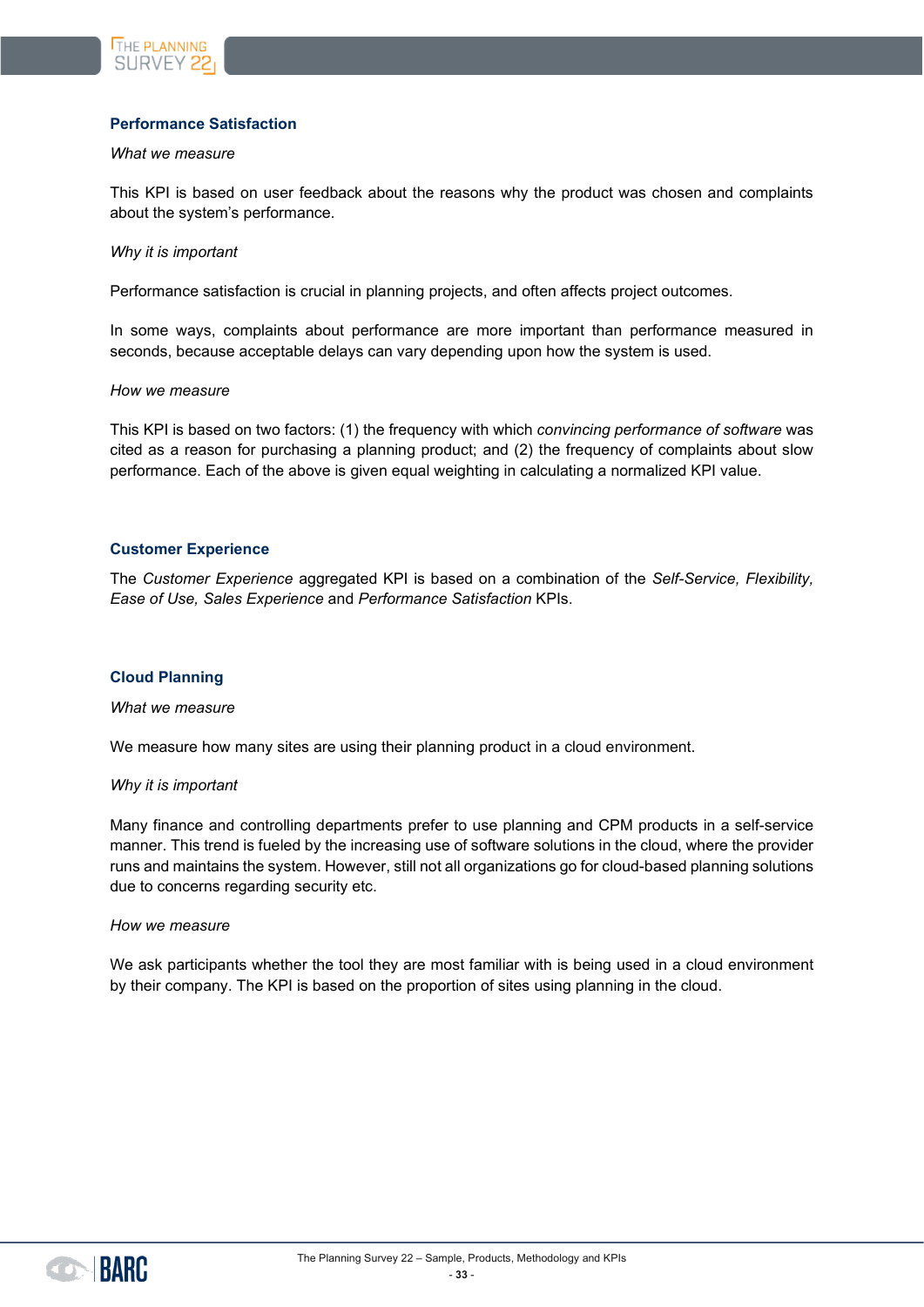### Performance Satisfaction

*What we measure*

This KPI is based on user feedback about the reasons why the product was chosen and complaints about the system's performance.

*Why it is important*

Performance satisfaction is crucial in planning projects, and often affects project outcomes.

In some ways, complaints about performance are more important than performance measured in seconds, because acceptable delays can vary depending upon how the system is used.

*How we measure*

This KPI is based on two factors: (1) the frequency with which *convincing performance of software* was cited as a reason for purchasing a planning product; and (2) the frequency of complaints about slow performance. Each of the above is given equal weighting in calculating a normalized KPI value.

### Customer Experience

The *Customer Experience* aggregated KPI is based on a combination of the *Self-Service, Flexibility, Ease of Use, Sales Experience* and *Performance Satisfaction* KPIs.

### Cloud Planning

*What we measure*

We measure how many sites are using their planning product in a cloud environment.

*Why it is important*

Many finance and controlling departments prefer to use planning and CPM products in a self-service manner. This trend is fueled by the increasing use of software solutions in the cloud, where the provider runs and maintains the system. However, still not all organizations go for cloud-based planning solutions due to concerns regarding security etc.

*How we measure*

We ask participants whether the tool they are most familiar with is being used in a cloud environment by their company. The KPI is based on the proportion of sites using planning in the cloud.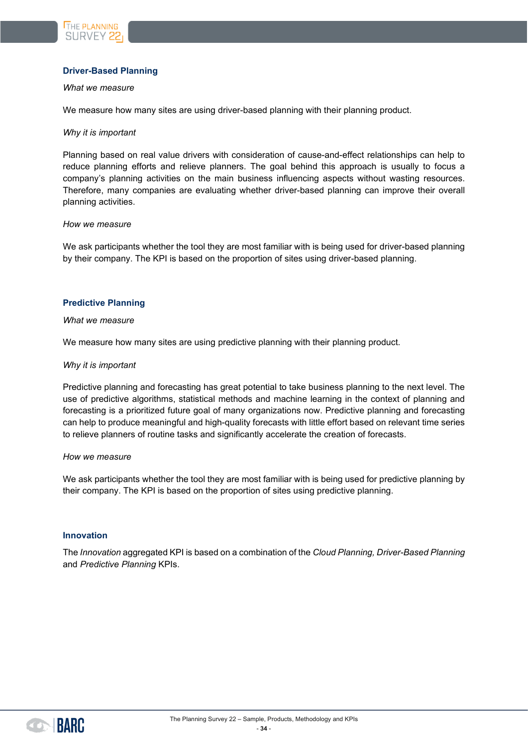### Driver-Based Planning

*What we measure*

We measure how many sites are using driver-based planning with their planning product.

*Why it is important*

Planning based on real value drivers with consideration of cause-and-effect relationships can help to reduce planning efforts and relieve planners. The goal behind this approach is usually to focus a company's planning activities on the main business influencing aspects without wasting resources. Therefore, many companies are evaluating whether driver-based planning can improve their overall planning activities.

*How we measure*

We ask participants whether the tool they are most familiar with is being used for driver-based planning by their company. The KPI is based on the proportion of sites using driver-based planning.

### Predictive Planning

*What we measure*

We measure how many sites are using predictive planning with their planning product.

*Why it is important*

Predictive planning and forecasting has great potential to take business planning to the next level. The use of predictive algorithms, statistical methods and machine learning in the context of planning and forecasting is a prioritized future goal of many organizations now. Predictive planning and forecasting can help to produce meaningful and high-quality forecasts with little effort based on relevant time series to relieve planners of routine tasks and significantly accelerate the creation of forecasts.

*How we measure*

We ask participants whether the tool they are most familiar with is being used for predictive planning by their company. The KPI is based on the proportion of sites using predictive planning.

### Innovation

The *Innovation* aggregated KPI is based on a combination of the *Cloud Planning, Driver-Based Planning* and *Predictive Planning* KPIs.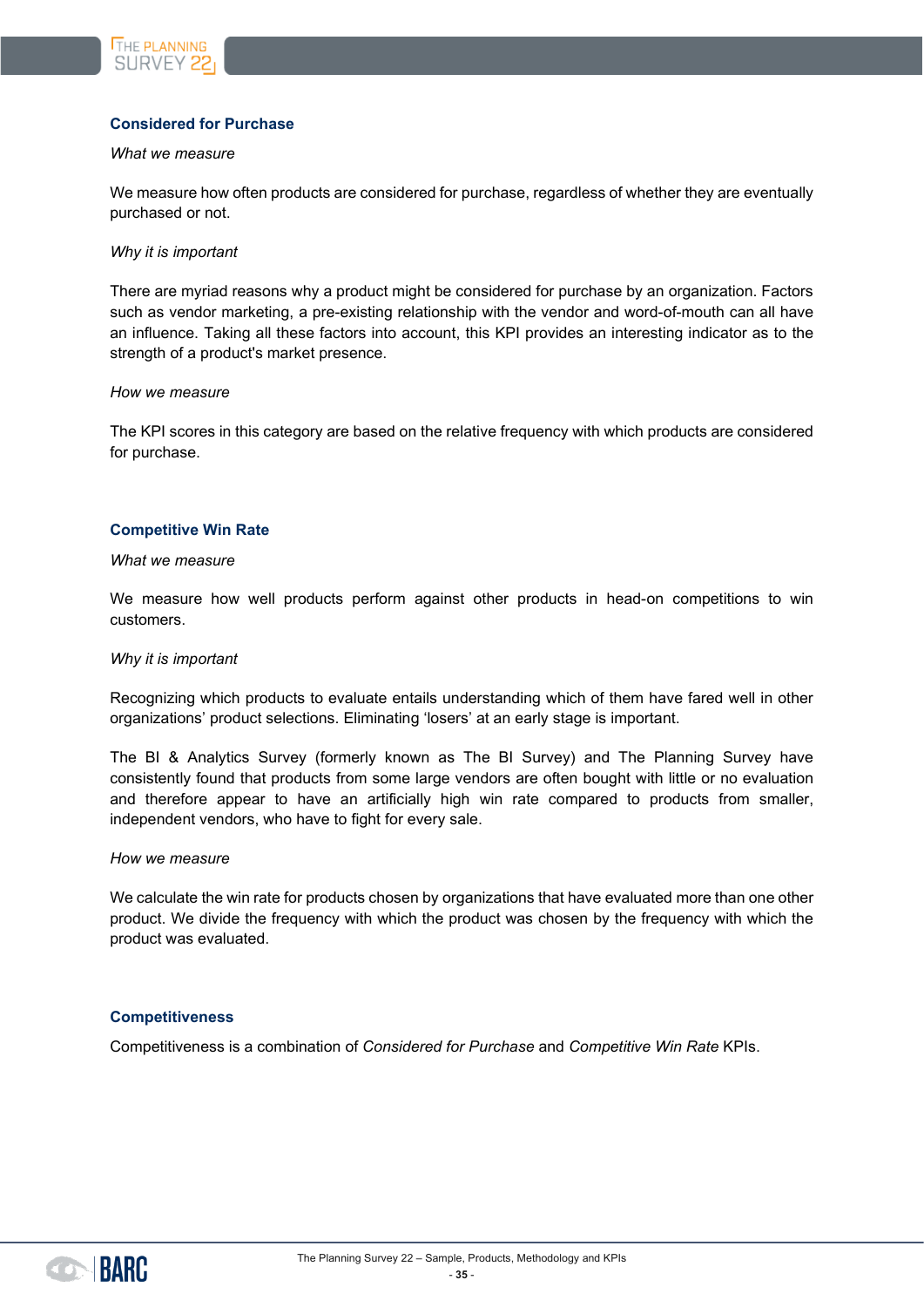### Considered for Purchase

*What we measure*

We measure how often products are considered for purchase, regardless of whether they are eventually purchased or not.

*Why it is important*

There are myriad reasons why a product might be considered for purchase by an organization. Factors such as vendor marketing, a pre-existing relationship with the vendor and word-of-mouth can all have an influence. Taking all these factors into account, this KPI provides an interesting indicator as to the strength of a product's market presence.

*How we measure*

The KPI scores in this category are based on the relative frequency with which products are considered for purchase.

### Competitive Win Rate

*What we measure*

We measure how well products perform against other products in head-on competitions to win customers.

*Why it is important*

Recognizing which products to evaluate entails understanding which of them have fared well in other organizations' product selections. Eliminating 'losers' at an early stage is important.

The BI & Analytics Survey (formerly known as The BI Survey) and The Planning Survey have consistently found that products from some large vendors are often bought with little or no evaluation and therefore appear to have an artificially high win rate compared to products from smaller, independent vendors, who have to fight for every sale.

*How we measure*

We calculate the win rate for products chosen by organizations that have evaluated more than one other product. We divide the frequency with which the product was chosen by the frequency with which the product was evaluated.

### Competitiveness

Competitiveness is a combination of *Considered for Purchase* and *Competitive Win Rate* KPIs.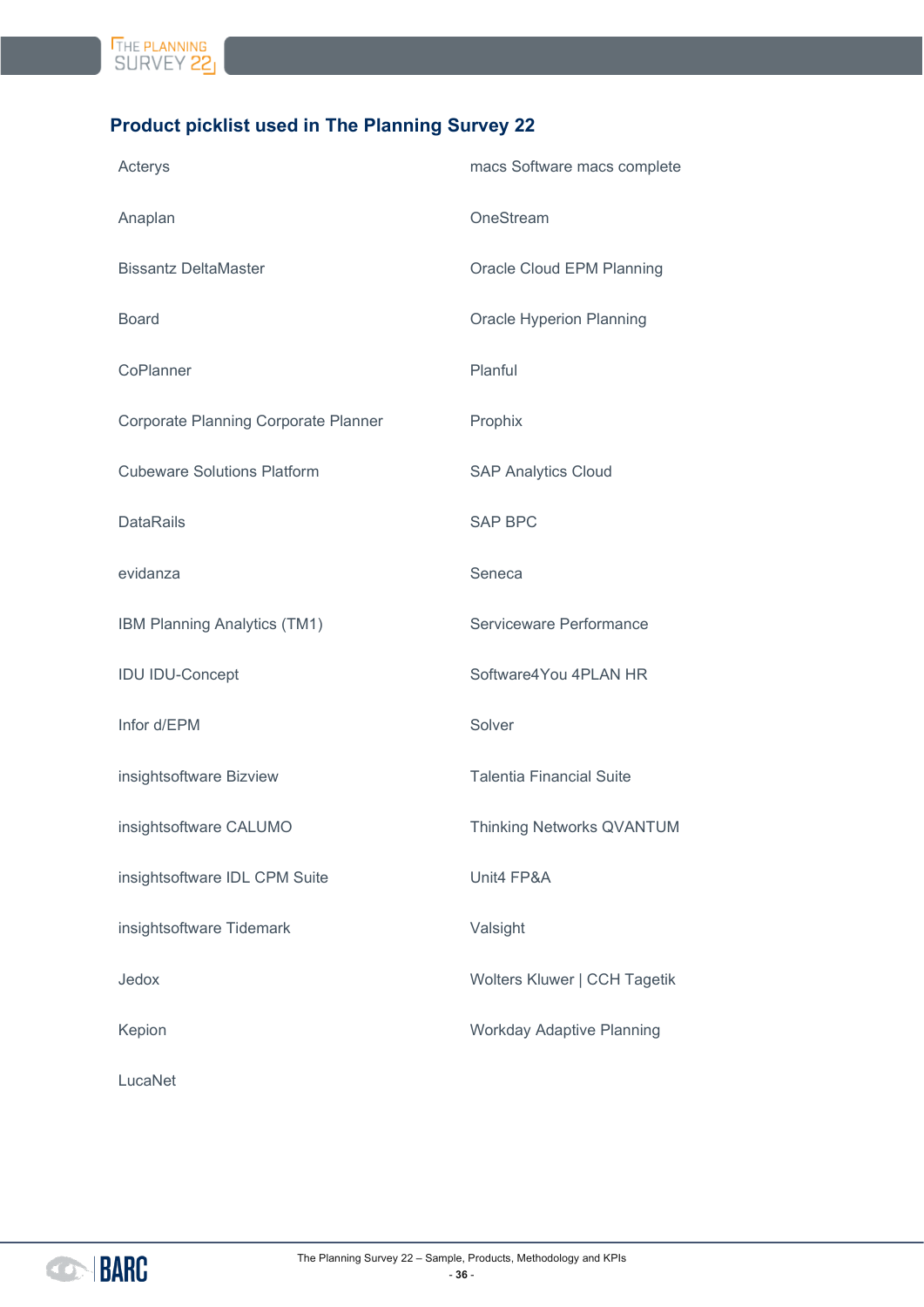## Product picklist used in The Planning Survey 22

- Acterys
- Anaplan
- Bissantz DeltaMaster
- Board
- CoPlanner
- Corporate Planning Corporate Planner
- Cubeware Solutions Platform
- DataRails
- evidanza
- IBM Planning Analytics (TM1)
- IDU IDU-Concept
- Infor d/EPM
- insightsoftware Bizview
- insightsoftware CALUMO
- insightsoftware IDL CPM Suite
- insightsoftware Tidemark
- Jedox
- Kepion
- LucaNet
- macs Software macs complete
- OneStream
- Oracle Cloud EPM Planning
- Oracle Hyperion Planning
- Planful
- Prophix
- SAP Analytics Cloud
- SAP BPC
- Seneca
- Serviceware Performance
- Software4You 4PLAN HR
- Solver
- Talentia Financial Suite
- Thinking Networks QVANTUM
- Unit4 FP&A
- Valsight
- Wolters Kluwer | CCH Tagetik
- Workday Adaptive Planning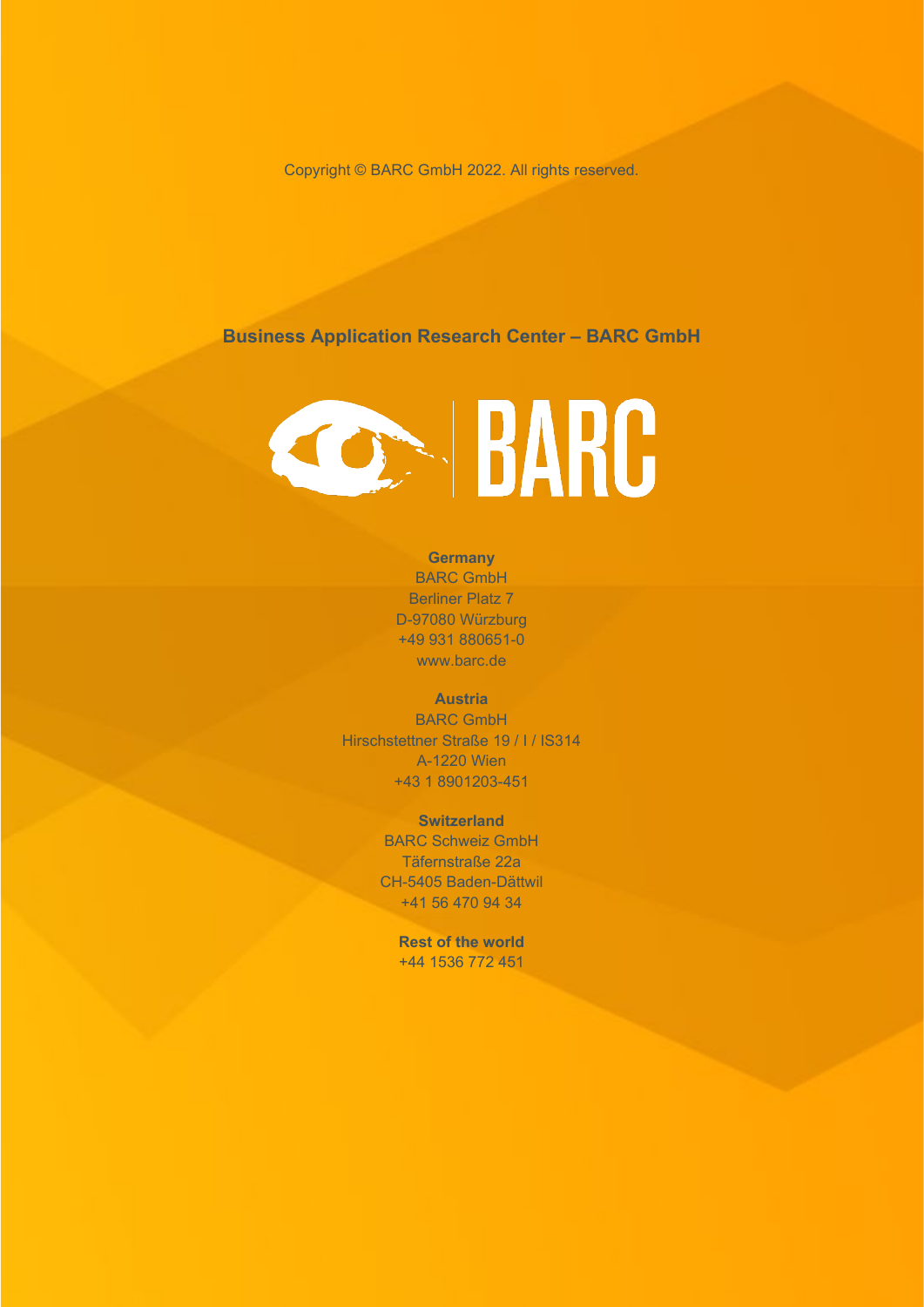Copyright © BARC GmbH 2022. All rights reserved.

**Business Application Research Center – BARC GmbH**

**Germany**
BARC GmbH
Berliner Platz 7
D-97080 Würzburg
+49 931 880651-0
www.barc.de

**Austria**
BARC GmbH
Hirschstettner Straße 19 / I / IS314
A-1220 Wien
+43 1 8901203-451

**Switzerland**
BARC Schweiz GmbH
Täfernstraße 22a
CH-5405 Baden-Dättwil
+41 56 470 94 34

**Rest of the world**
+44 1536 772 451